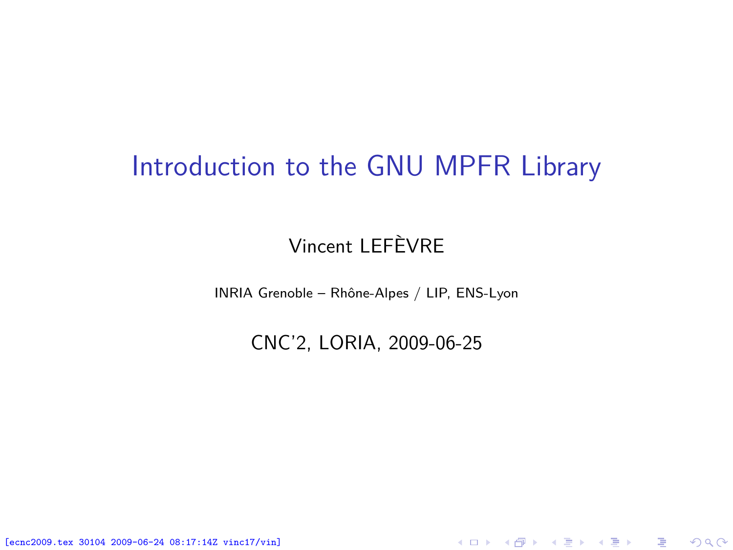# Introduction to the GNU MPFR Library

Vincent LEFÈVRE

INRIA Grenoble – Rhône-Alpes / LIP, ENS-Lyon

CNC'2, LORIA, 2009-06-25

[ecnc2009.tex 30104 2009-06-24 08:17:14Z vinc17/vin]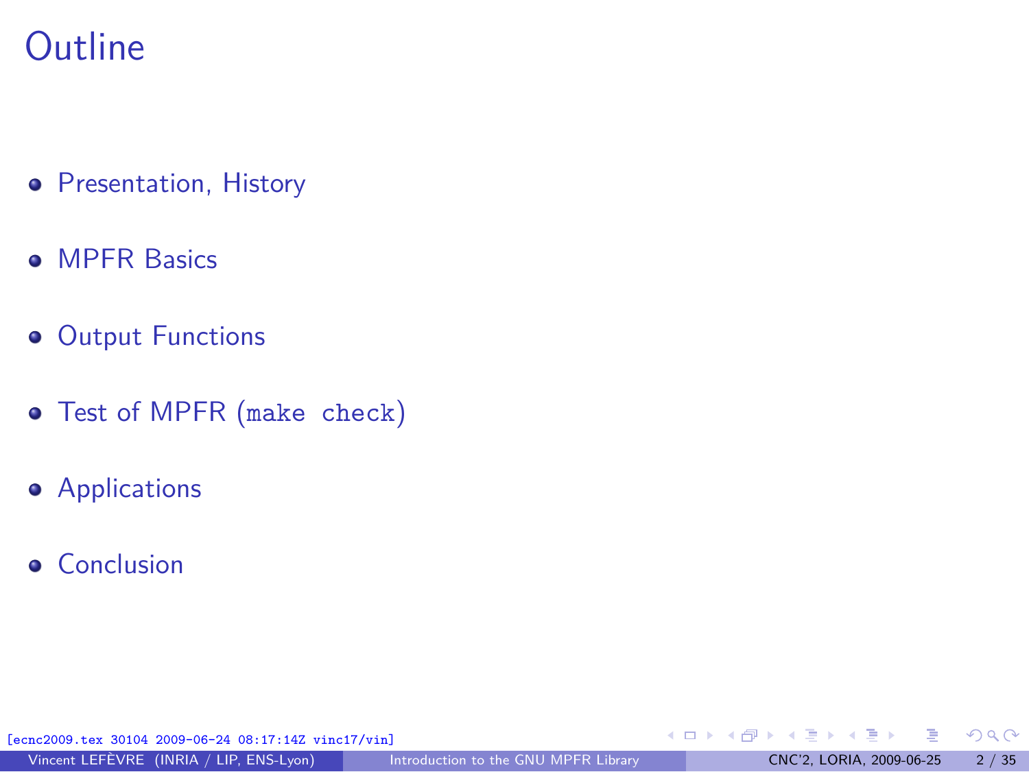# Outline

- Presentation, History
- MPFR Basics
- Output Functions
- Test of MPFR (`make check`)
- Applications
- Conclusion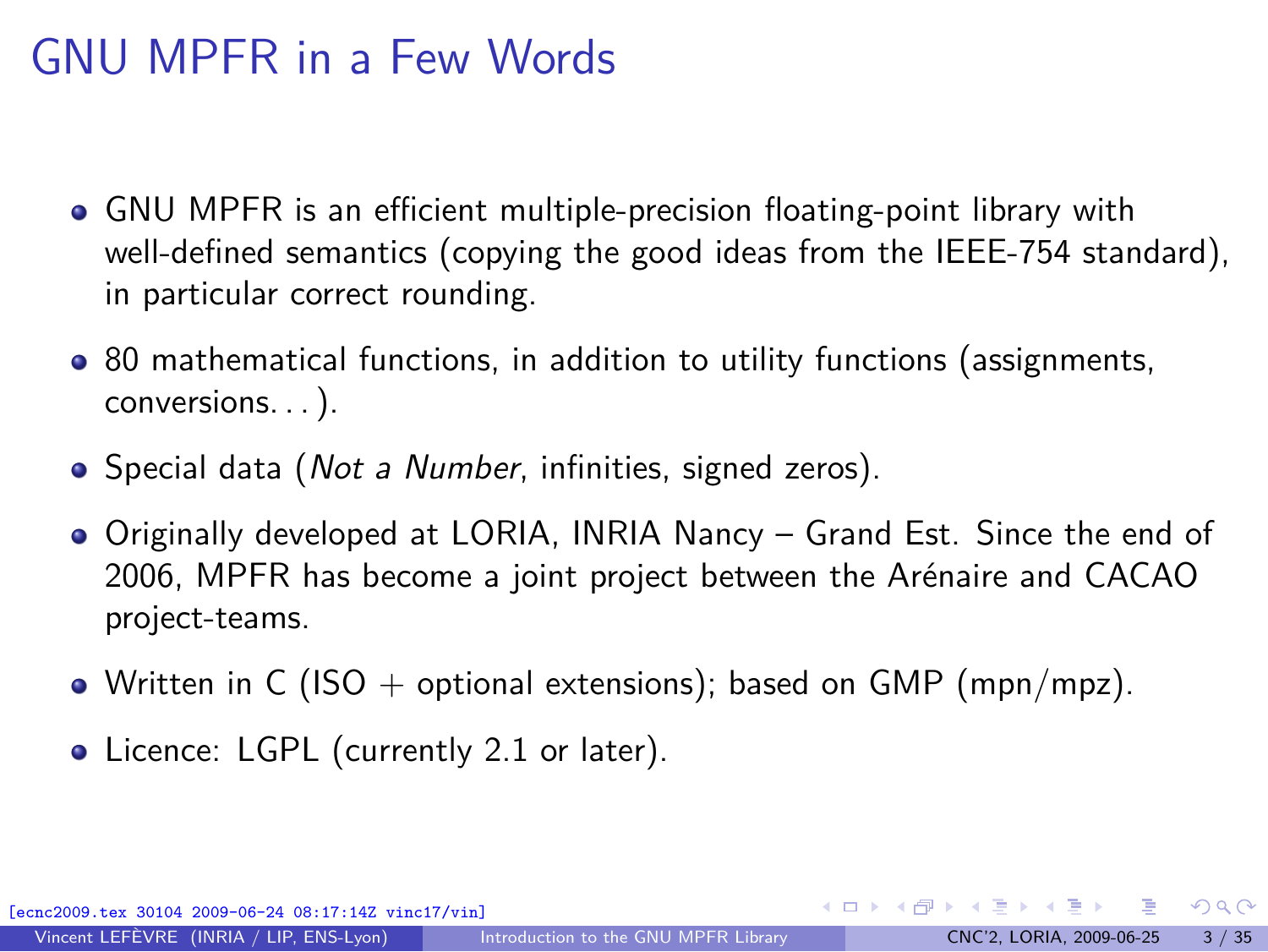# GNU MPFR in a Few Words

- GNU MPFR is an efficient multiple-precision floating-point library with well-defined semantics (copying the good ideas from the IEEE-754 standard), in particular correct rounding.
- 80 mathematical functions, in addition to utility functions (assignments, conversions. . . ).
- Special data (*Not a Number*, infinities, signed zeros).
- Originally developed at LORIA, INRIA Nancy – Grand Est. Since the end of 2006, MPFR has become a joint project between the Arénaire and CACAO project-teams.
- Written in C (ISO + optional extensions); based on GMP (mpn/mpz).
- Licence: LGPL (currently 2.1 or later).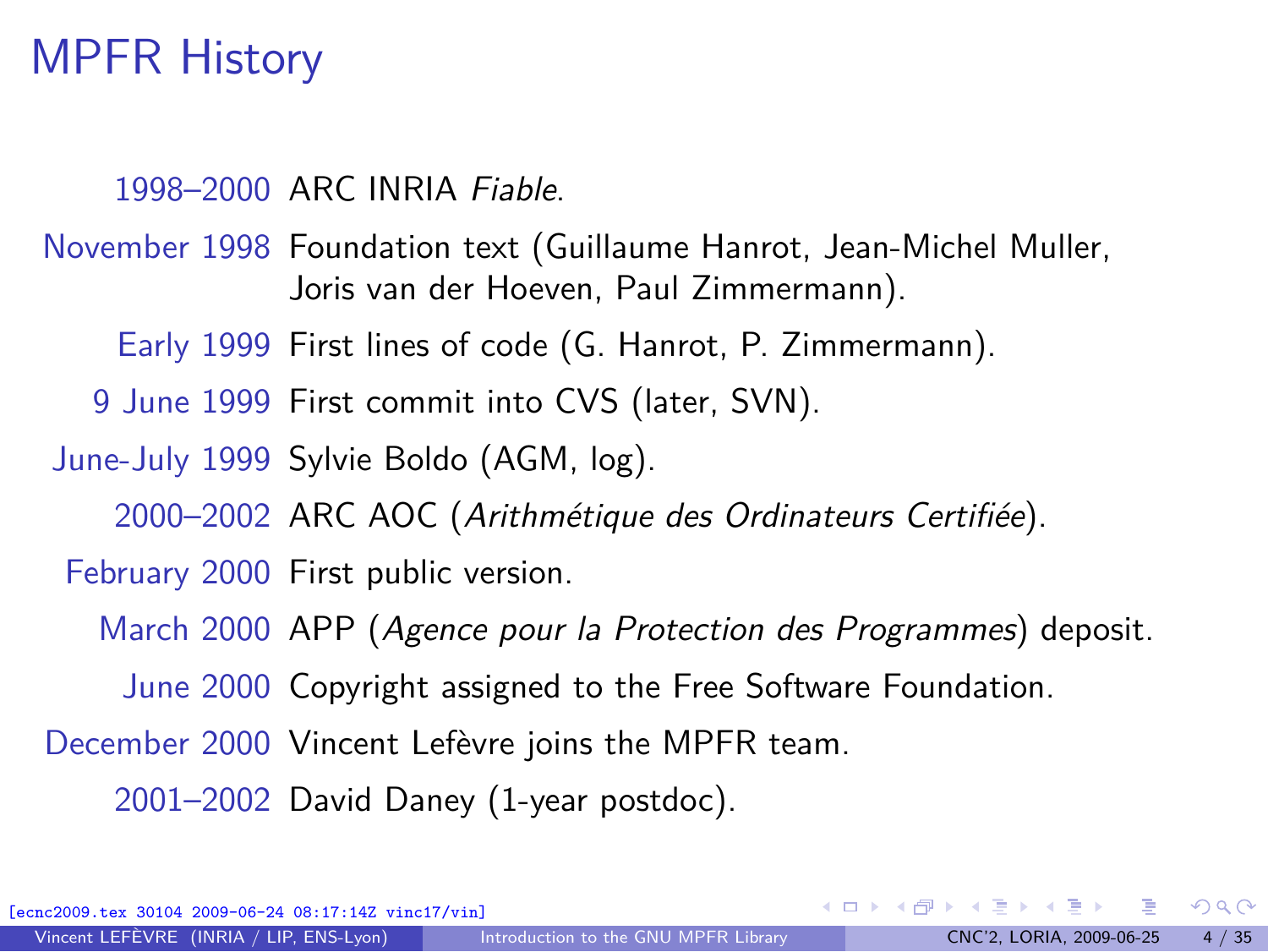# MPFR History

| | |
|---|---|
| 1998–2000 | ARC INRIA *Fiable*. |
| November 1998 | Foundation text (Guillaume Hanrot, Jean-Michel Muller, Joris van der Hoeven, Paul Zimmermann). |
| Early 1999 | First lines of code (G. Hanrot, P. Zimmermann). |
| 9 June 1999 | First commit into CVS (later, SVN). |
| June-July 1999 | Sylvie Boldo (AGM, log). |
| 2000–2002 | ARC AOC (*Arithmétique des Ordinateurs Certifiée*). |
| February 2000 | First public version. |
| March 2000 | APP (*Agence pour la Protection des Programmes*) deposit. |
| June 2000 | Copyright assigned to the Free Software Foundation. |
| December 2000 | Vincent Lefèvre joins the MPFR team. |
| 2001–2002 | David Daney (1-year postdoc). |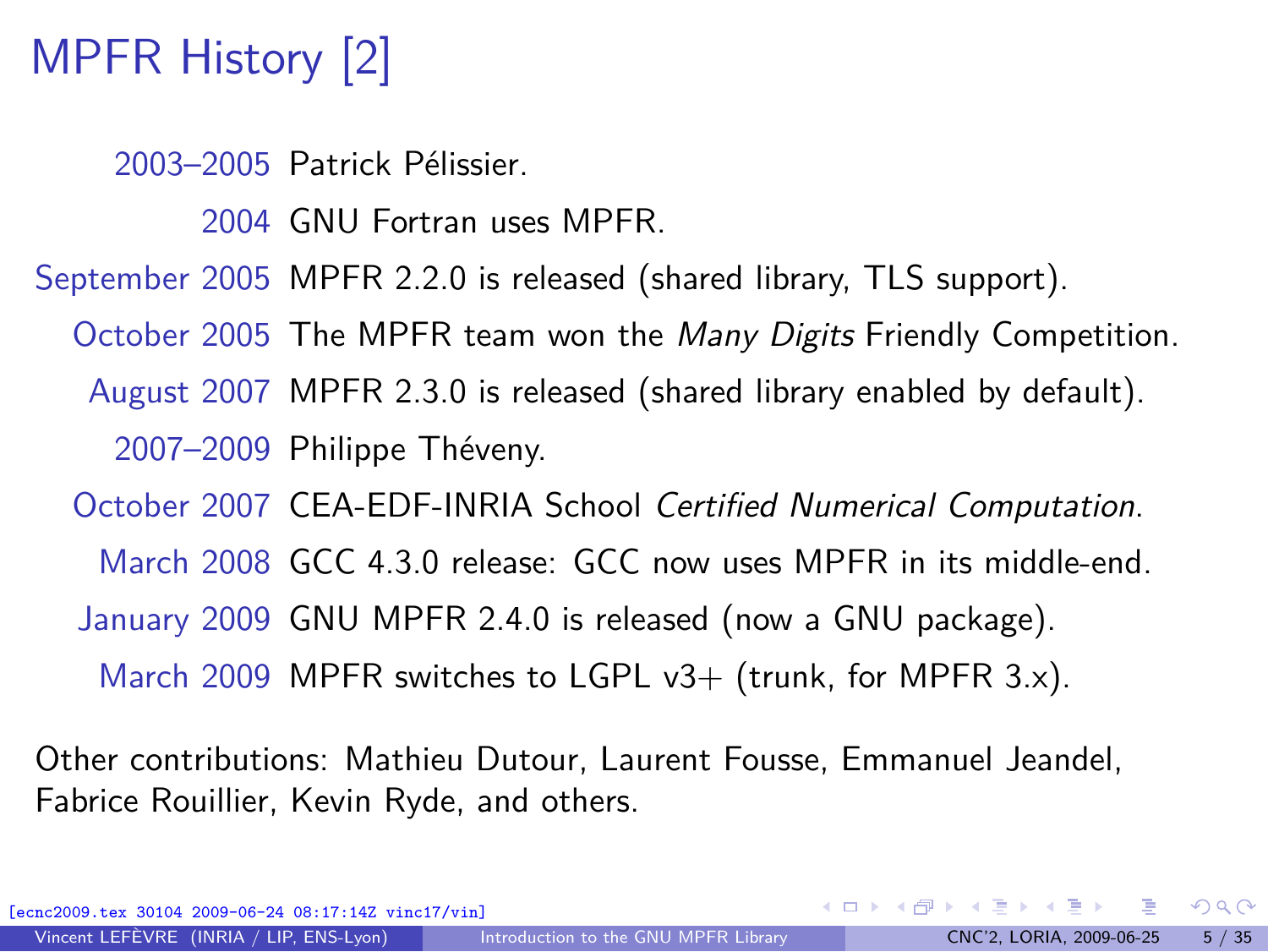# MPFR History [2]

- **2003–2005** Patrick Pélissier.
- **2004** GNU Fortran uses MPFR.
- **September 2005** MPFR 2.2.0 is released (shared library, TLS support).
- **October 2005** The MPFR team won the *Many Digits* Friendly Competition.
- **August 2007** MPFR 2.3.0 is released (shared library enabled by default).
- **2007–2009** Philippe Théveny.
- **October 2007** CEA-EDF-INRIA School *Certified Numerical Computation*.
- **March 2008** GCC 4.3.0 release: GCC now uses MPFR in its middle-end.
- **January 2009** GNU MPFR 2.4.0 is released (now a GNU package).
- **March 2009** MPFR switches to LGPL v3+ (trunk, for MPFR 3.x).

Other contributions: Mathieu Dutour, Laurent Fousse, Emmanuel Jeandel, Fabrice Rouillier, Kevin Ryde, and others.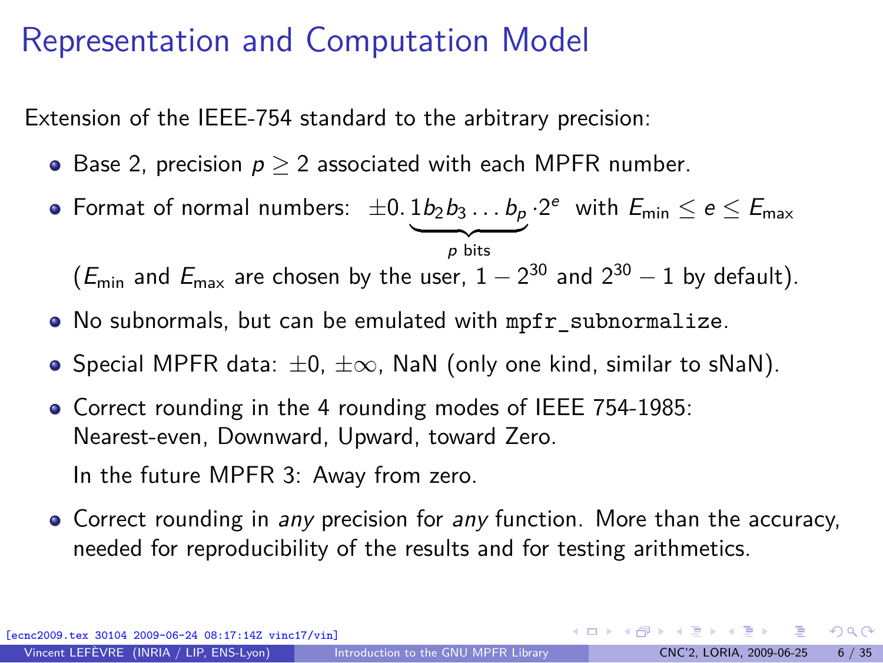# Representation and Computation Model

Extension of the IEEE-754 standard to the arbitrary precision:

- Base 2, precision $p \geq 2$ associated with each MPFR number.
- Format of normal numbers: $\pm 0.\underbrace{1 b_2 b_3 \ldots b_p}_{p \text{ bits}} \cdot 2^e$ with $E_{\min} \leq e \leq E_{\max}$

  ($E_{\min}$ and $E_{\max}$ are chosen by the user, $1 - 2^{30}$ and $2^{30} - 1$ by default).
- No subnormals, but can be emulated with `mpfr_subnormalize`.
- Special MPFR data: $\pm 0$, $\pm\infty$, NaN (only one kind, similar to sNaN).
- Correct rounding in the 4 rounding modes of IEEE 754-1985: Nearest-even, Downward, Upward, toward Zero.

  In the future MPFR 3: Away from zero.
- Correct rounding in *any* precision for *any* function. More than the accuracy, needed for reproducibility of the results and for testing arithmetics.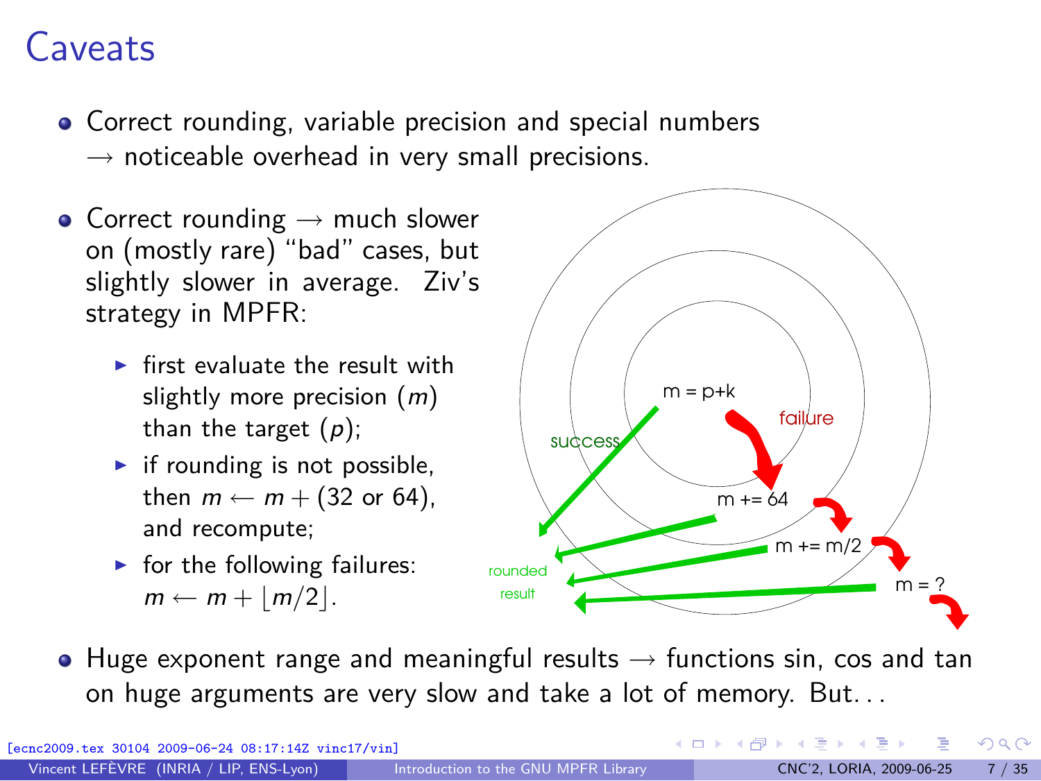# Caveats

- Correct rounding, variable precision and special numbers → noticeable overhead in very small precisions.

- Correct rounding → much slower on (mostly rare) "bad" cases, but slightly slower in average. Ziv's strategy in MPFR:
  - first evaluate the result with slightly more precision ($m$) than the target ($p$);
  - if rounding is not possible, then $m \leftarrow m + (32 \text{ or } 64)$, and recompute;
  - for the following failures: $m \leftarrow m + \lfloor m/2 \rfloor$.

- Huge exponent range and meaningful results → functions sin, cos and tan on huge arguments are very slow and take a lot of memory. But. . .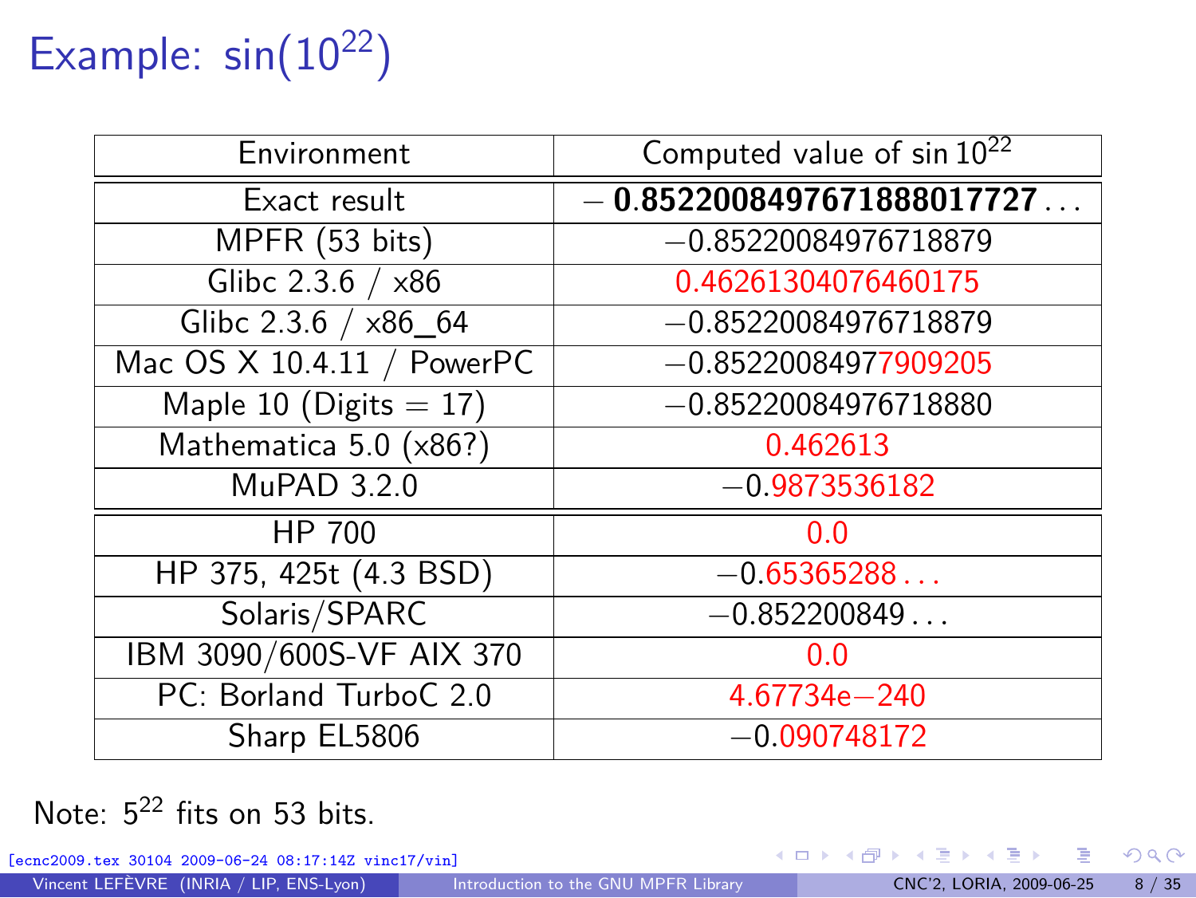# Example: $\sin(10^{22})$

| Environment | Computed value of $\sin 10^{22}$ |
|---|---|
| Exact result | **−0.8522008497671888017727...** |
| MPFR (53 bits) | −0.85220084976718879 |
| Glibc 2.3.6 / x86 | 0.46261304076460175 |
| Glibc 2.3.6 / x86_64 | −0.85220084976718879 |
| Mac OS X 10.4.11 / PowerPC | −0.85220084977909205 |
| Maple 10 (Digits = 17) | −0.85220084976718880 |
| Mathematica 5.0 (x86?) | 0.462613 |
| MuPAD 3.2.0 | −0.9873536182 |
| HP 700 | 0.0 |
| HP 375, 425t (4.3 BSD) | −0.65365288... |
| Solaris/SPARC | −0.852200849... |
| IBM 3090/600S-VF AIX 370 | 0.0 |
| PC: Borland TurboC 2.0 | 4.67734e−240 |
| Sharp EL5806 | −0.090748172 |

Note: $5^{22}$ fits on 53 bits.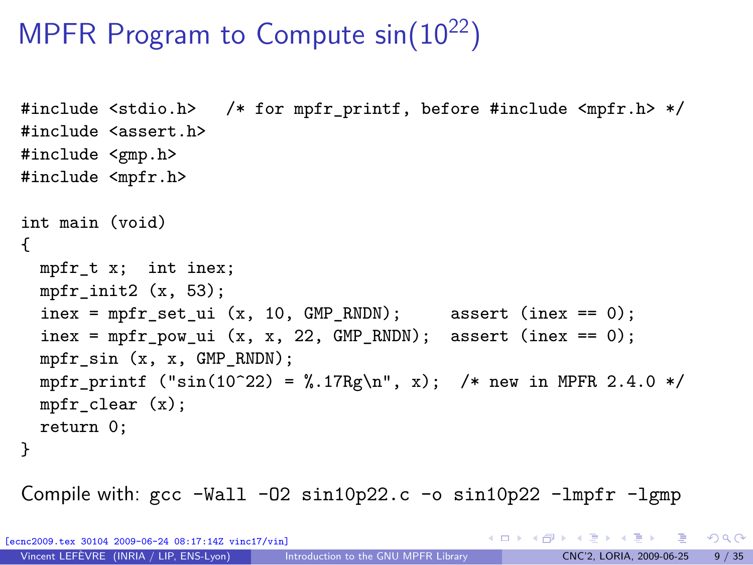# MPFR Program to Compute $\sin(10^{22})$

```
#include <stdio.h>   /* for mpfr_printf, before #include <mpfr.h> */
#include <assert.h>
#include <gmp.h>
#include <mpfr.h>

int main (void)
{
  mpfr_t x;  int inex;
  mpfr_init2 (x, 53);
  inex = mpfr_set_ui (x, 10, GMP_RNDN);     assert (inex == 0);
  inex = mpfr_pow_ui (x, x, 22, GMP_RNDN);  assert (inex == 0);
  mpfr_sin (x, x, GMP_RNDN);
  mpfr_printf ("sin(10^22) = %.17Rg\n", x);  /* new in MPFR 2.4.0 */
  mpfr_clear (x);
  return 0;
}
```

Compile with: `gcc -Wall -O2 sin10p22.c -o sin10p22 -lmpfr -lgmp`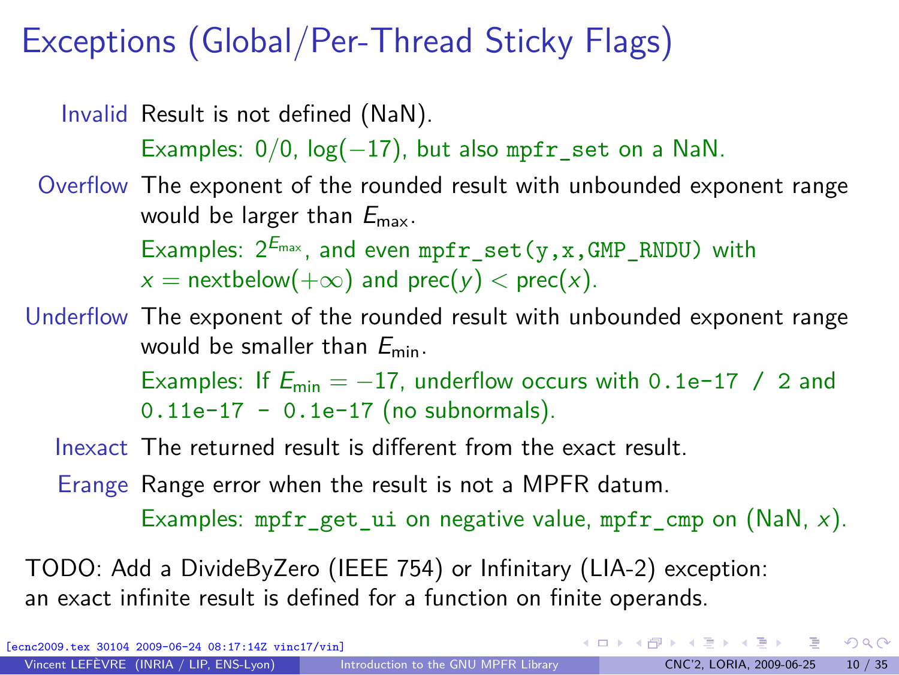# Exceptions (Global/Per-Thread Sticky Flags)

**Invalid** Result is not defined (NaN).

Examples: $0/0$, $\log(-17)$, but also `mpfr_set` on a NaN.

**Overflow** The exponent of the rounded result with unbounded exponent range would be larger than $E_{\mathrm{max}}$.

Examples: $2^{E_{\mathrm{max}}}$, and even `mpfr_set(y,x,GMP_RNDU)` with $x = \mathrm{nextbelow}(+\infty)$ and $\mathrm{prec}(y) < \mathrm{prec}(x)$.

**Underflow** The exponent of the rounded result with unbounded exponent range would be smaller than $E_{\mathrm{min}}$.

Examples: If $E_{\mathrm{min}} = -17$, underflow occurs with `0.1e-17 / 2` and `0.11e-17 - 0.1e-17` (no subnormals).

**Inexact** The returned result is different from the exact result.

**Erange** Range error when the result is not a MPFR datum.

Examples: `mpfr_get_ui` on negative value, `mpfr_cmp` on (NaN, $x$).

TODO: Add a DivideByZero (IEEE 754) or Infinitary (LIA-2) exception: an exact infinite result is defined for a function on finite operands.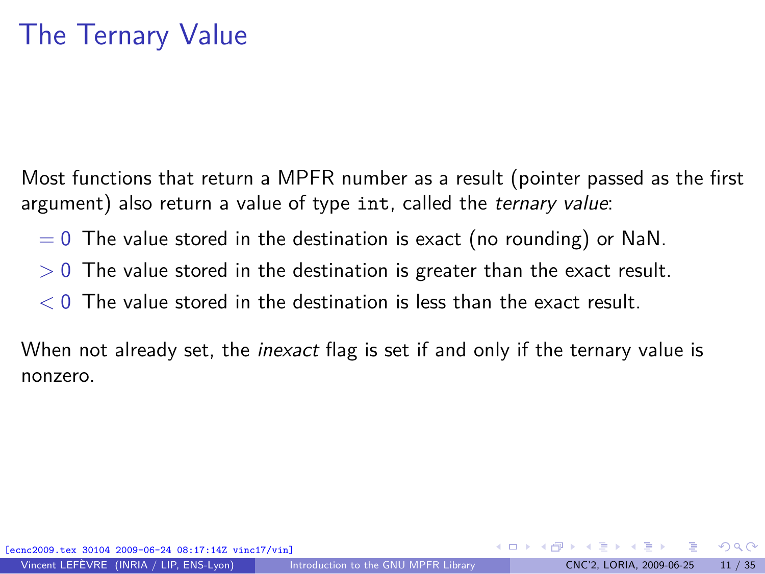# The Ternary Value

Most functions that return a MPFR number as a result (pointer passed as the first argument) also return a value of type `int`, called the *ternary value*:

- $= 0$ The value stored in the destination is exact (no rounding) or NaN.
- $> 0$ The value stored in the destination is greater than the exact result.
- $< 0$ The value stored in the destination is less than the exact result.

When not already set, the *inexact* flag is set if and only if the ternary value is nonzero.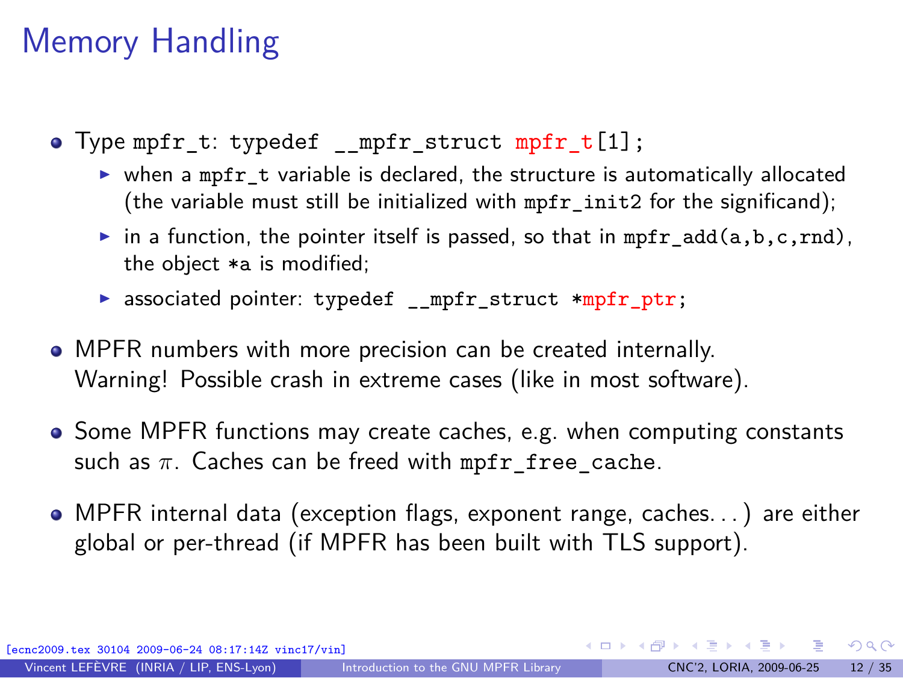# Memory Handling

- Type `mpfr_t`: `typedef __mpfr_struct mpfr_t[1];`
  - when a `mpfr_t` variable is declared, the structure is automatically allocated (the variable must still be initialized with `mpfr_init2` for the significand);
  - in a function, the pointer itself is passed, so that in `mpfr_add(a,b,c,rnd)`, the object `*a` is modified;
  - associated pointer: `typedef __mpfr_struct *mpfr_ptr;`
- MPFR numbers with more precision can be created internally. Warning! Possible crash in extreme cases (like in most software).
- Some MPFR functions may create caches, e.g. when computing constants such as $\pi$. Caches can be freed with `mpfr_free_cache`.
- MPFR internal data (exception flags, exponent range, caches. . . ) are either global or per-thread (if MPFR has been built with TLS support).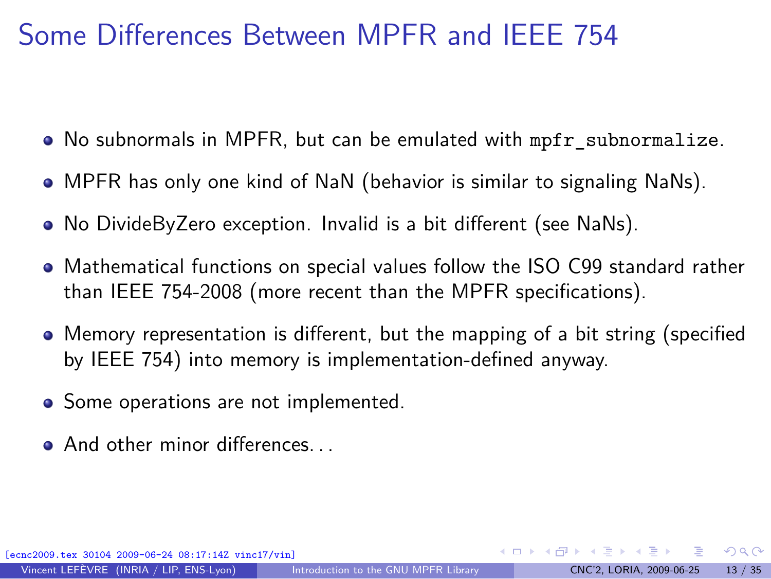# Some Differences Between MPFR and IEEE 754

- No subnormals in MPFR, but can be emulated with `mpfr_subnormalize`.
- MPFR has only one kind of NaN (behavior is similar to signaling NaNs).
- No DivideByZero exception. Invalid is a bit different (see NaNs).
- Mathematical functions on special values follow the ISO C99 standard rather than IEEE 754-2008 (more recent than the MPFR specifications).
- Memory representation is different, but the mapping of a bit string (specified by IEEE 754) into memory is implementation-defined anyway.
- Some operations are not implemented.
- And other minor differences...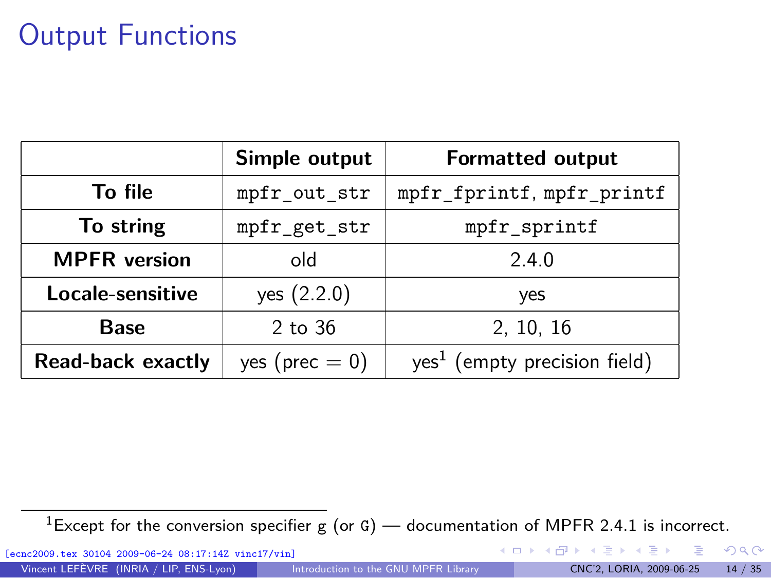# Output Functions

| | **Simple output** | **Formatted output** |
|---|---|---|
| **To file** | `mpfr_out_str` | `mpfr_fprintf`, `mpfr_printf` |
| **To string** | `mpfr_get_str` | `mpfr_sprintf` |
| **MPFR version** | old | 2.4.0 |
| **Locale-sensitive** | yes (2.2.0) | yes |
| **Base** | 2 to 36 | 2, 10, 16 |
| **Read-back exactly** | yes (prec = 0) | yes[1] (empty precision field) |

[1] Except for the conversion specifier `g` (or `G`) — documentation of MPFR 2.4.1 is incorrect.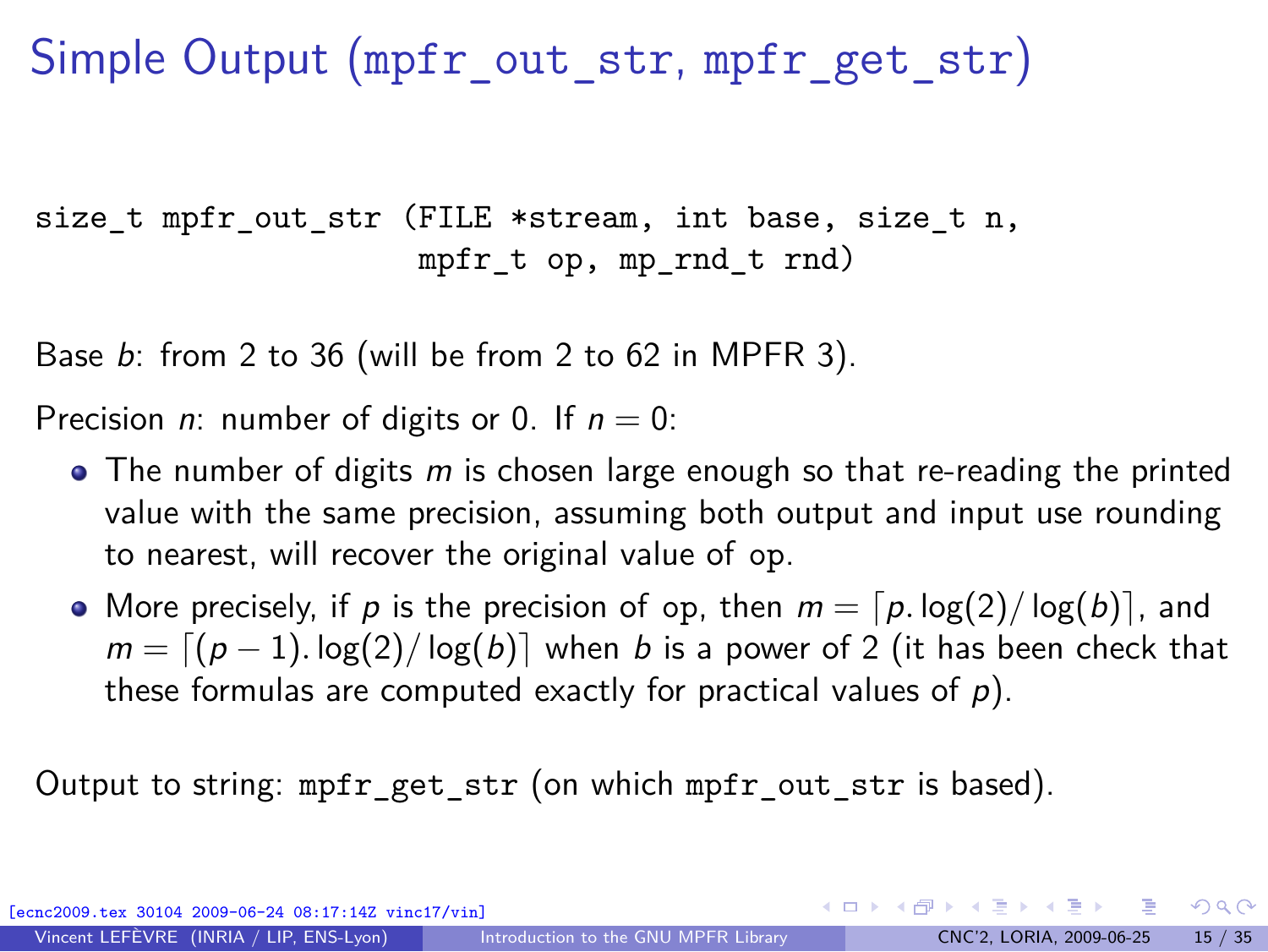# Simple Output (mpfr_out_str, mpfr_get_str)

```
size_t mpfr_out_str (FILE *stream, int base, size_t n,
                     mpfr_t op, mp_rnd_t rnd)
```

Base $b$: from 2 to 36 (will be from 2 to 62 in MPFR 3).

Precision $n$: number of digits or 0. If $n = 0$:

- The number of digits $m$ is chosen large enough so that re-reading the printed value with the same precision, assuming both output and input use rounding to nearest, will recover the original value of op.
- More precisely, if $p$ is the precision of op, then $m = \lceil p . \log(2) / \log(b) \rceil$, and $m = \lceil (p-1) . \log(2) / \log(b) \rceil$ when $b$ is a power of 2 (it has been check that these formulas are computed exactly for practical values of $p$).

Output to string: mpfr_get_str (on which mpfr_out_str is based).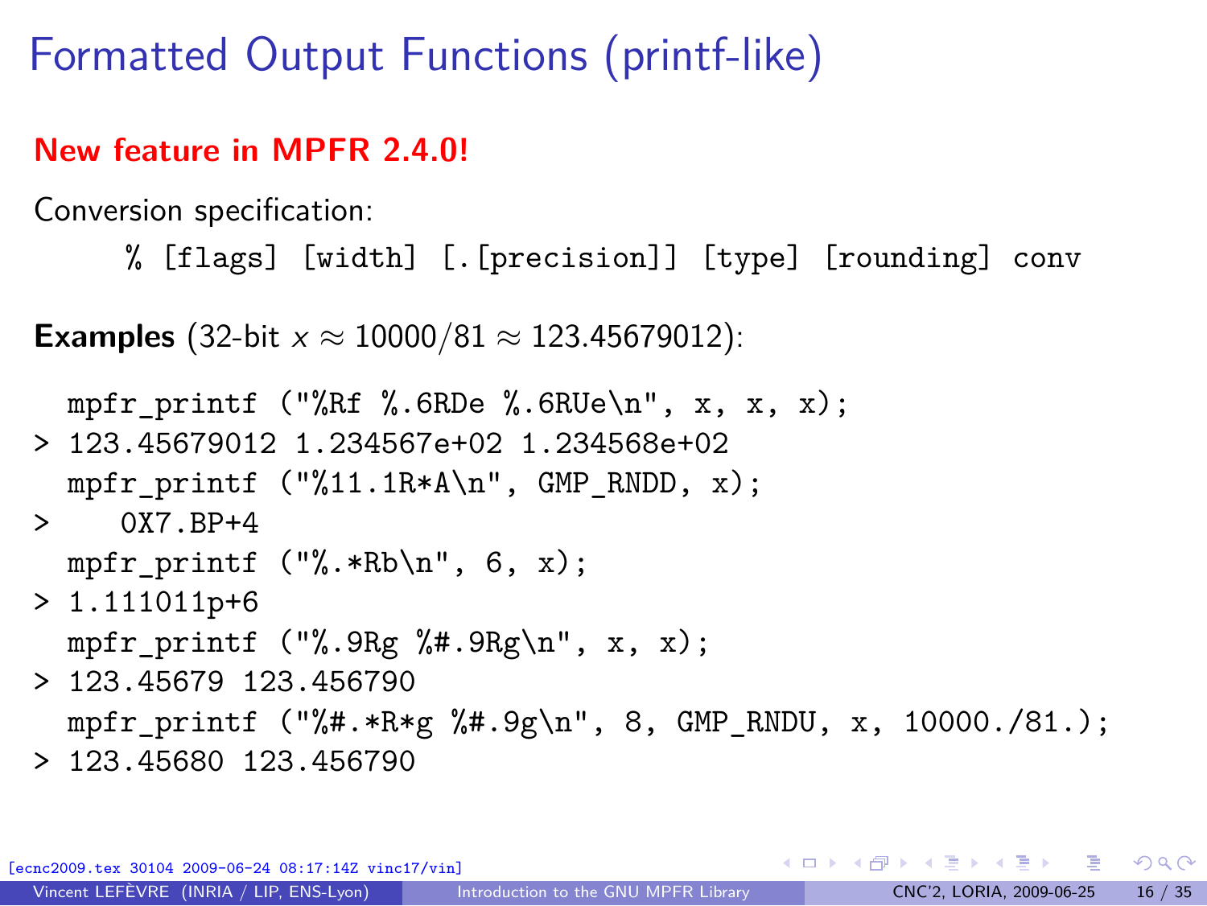# Formatted Output Functions (printf-like)

**New feature in MPFR 2.4.0!**

Conversion specification:

```
% [flags] [width] [.[precision]] [type] [rounding] conv
```

**Examples** (32-bit $x \approx 10000/81 \approx 123.45679012$):

```
  mpfr_printf ("%Rf %.6RDe %.6RUe\n", x, x, x);
> 123.45679012 1.234567e+02 1.234568e+02
  mpfr_printf ("%11.1R*A\n", GMP_RNDD, x);
>    0X7.BP+4
  mpfr_printf ("%.*Rb\n", 6, x);
> 1.111011p+6
  mpfr_printf ("%.9Rg %#.9Rg\n", x, x);
> 123.45679 123.456790
  mpfr_printf ("%#.*R*g %#.9g\n", 8, GMP_RNDU, x, 10000./81.);
> 123.45680 123.456790
```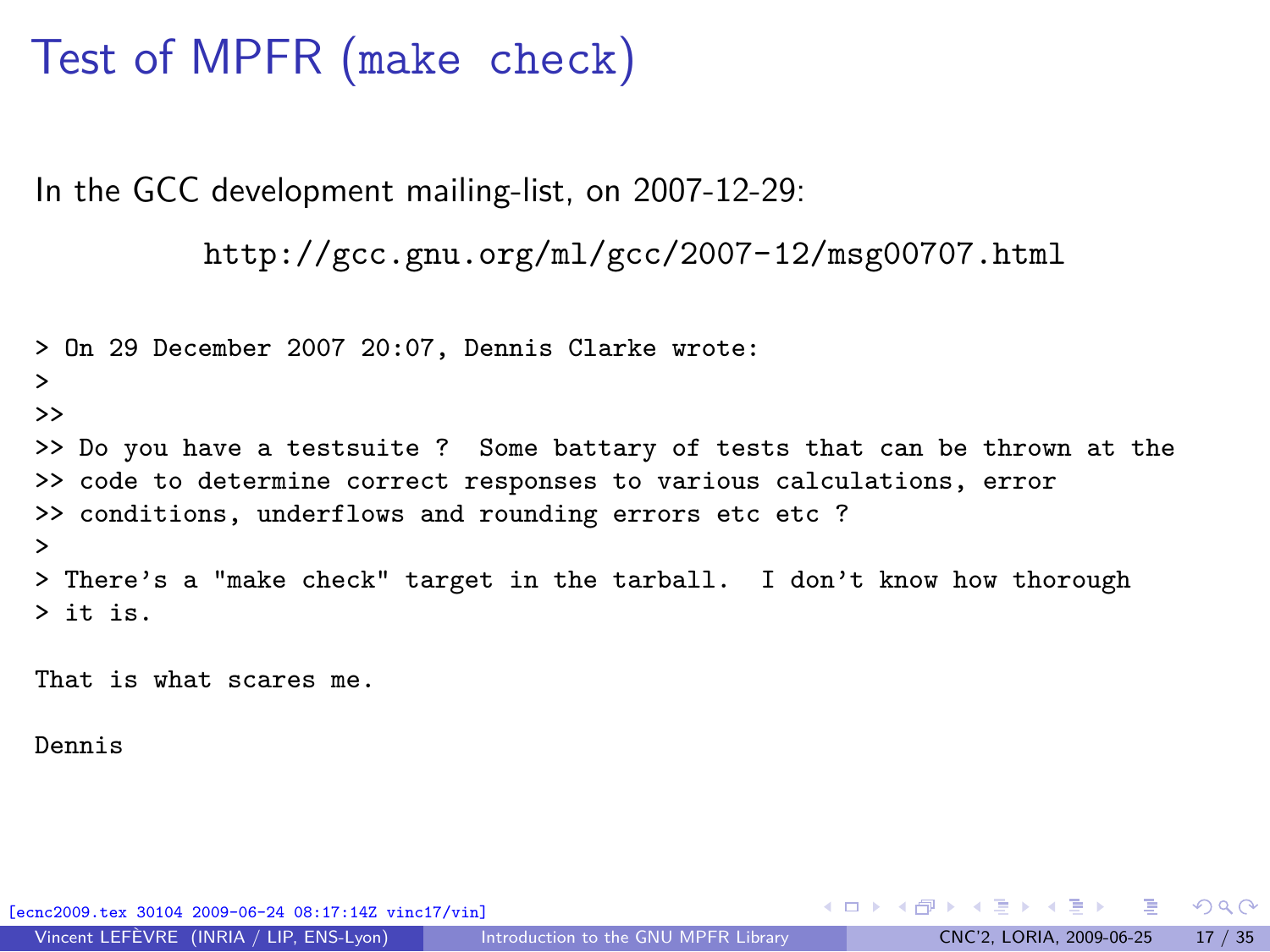# Test of MPFR (`make check`)

In the GCC development mailing-list, on 2007-12-29:

http://gcc.gnu.org/ml/gcc/2007-12/msg00707.html

```
> On 29 December 2007 20:07, Dennis Clarke wrote:
>
>>
>> Do you have a testsuite ?  Some battary of tests that can be thrown at the
>> code to determine correct responses to various calculations, error
>> conditions, underflows and rounding errors etc etc ?
>
> There's a "make check" target in the tarball.  I don't know how thorough
> it is.

That is what scares me.

Dennis
```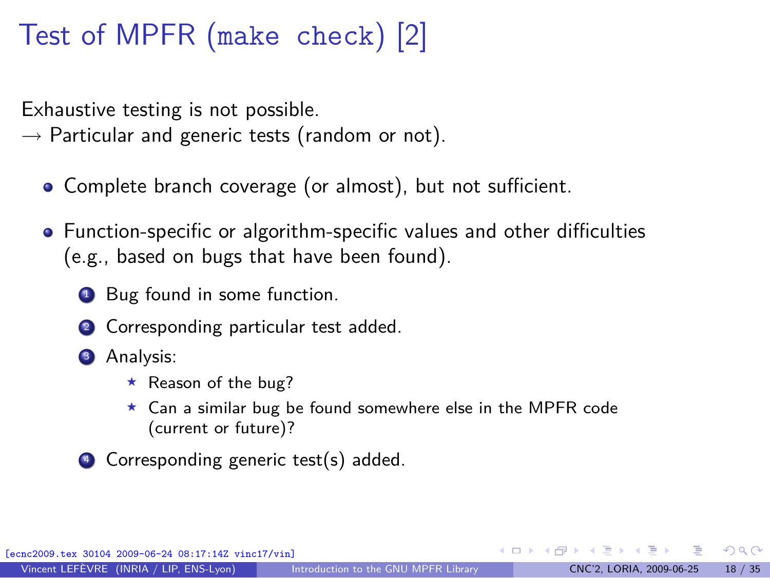# Test of MPFR (`make check`) [2]

Exhaustive testing is not possible.
→ Particular and generic tests (random or not).

- Complete branch coverage (or almost), but not sufficient.
- Function-specific or algorithm-specific values and other difficulties (e.g., based on bugs that have been found).
  1. Bug found in some function.
  2. Corresponding particular test added.
  3. Analysis:
     - Reason of the bug?
     - Can a similar bug be found somewhere else in the MPFR code (current or future)?
  4. Corresponding generic test(s) added.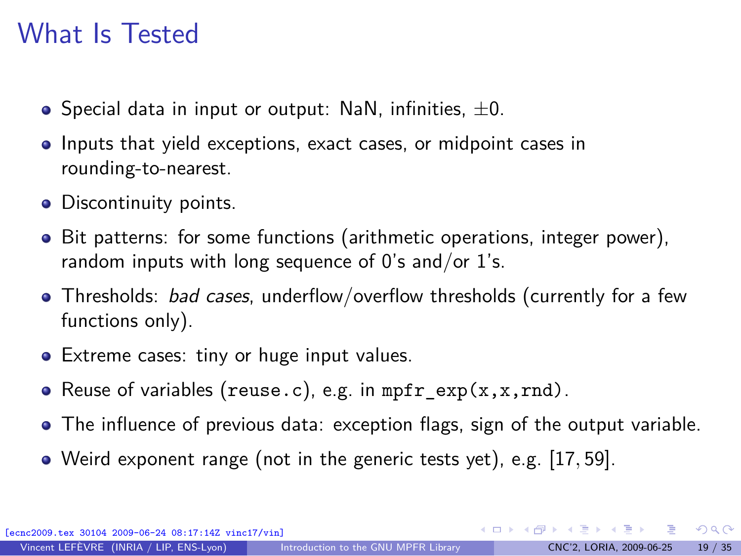# What Is Tested

- Special data in input or output: NaN, infinities, $\pm 0$.
- Inputs that yield exceptions, exact cases, or midpoint cases in rounding-to-nearest.
- Discontinuity points.
- Bit patterns: for some functions (arithmetic operations, integer power), random inputs with long sequence of 0's and/or 1's.
- Thresholds: *bad cases*, underflow/overflow thresholds (currently for a few functions only).
- Extreme cases: tiny or huge input values.
- Reuse of variables (`reuse.c`), e.g. in `mpfr_exp(x,x,rnd)`.
- The influence of previous data: exception flags, sign of the output variable.
- Weird exponent range (not in the generic tests yet), e.g. $[17, 59]$.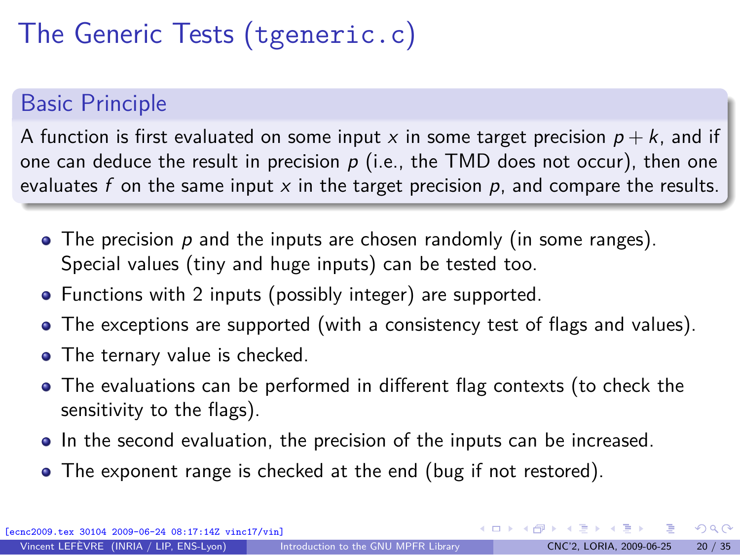# The Generic Tests (`tgeneric.c`)

## Basic Principle

A function is first evaluated on some input $x$ in some target precision $p + k$, and if one can deduce the result in precision $p$ (i.e., the TMD does not occur), then one evaluates $f$ on the same input $x$ in the target precision $p$, and compare the results.

- The precision $p$ and the inputs are chosen randomly (in some ranges). Special values (tiny and huge inputs) can be tested too.
- Functions with 2 inputs (possibly integer) are supported.
- The exceptions are supported (with a consistency test of flags and values).
- The ternary value is checked.
- The evaluations can be performed in different flag contexts (to check the sensitivity to the flags).
- In the second evaluation, the precision of the inputs can be increased.
- The exponent range is checked at the end (bug if not restored).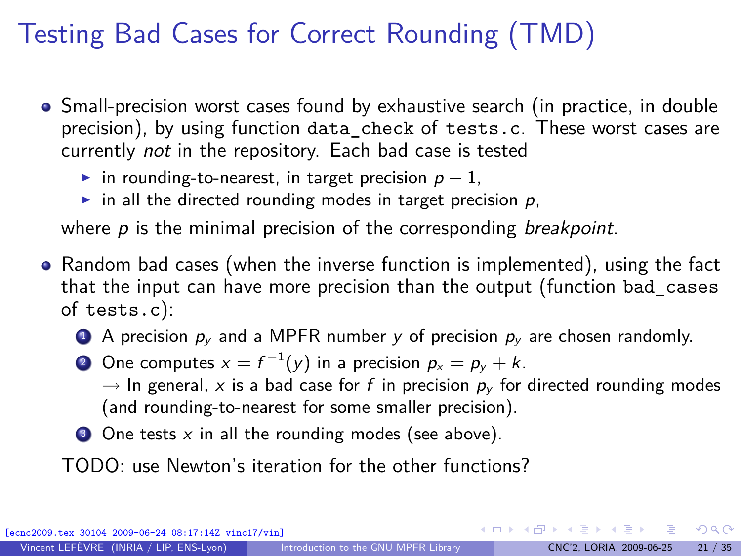# Testing Bad Cases for Correct Rounding (TMD)

- Small-precision worst cases found by exhaustive search (in practice, in double precision), by using function `data_check` of `tests.c`. These worst cases are currently *not* in the repository. Each bad case is tested
  - in rounding-to-nearest, in target precision $p - 1$,
  - in all the directed rounding modes in target precision $p$,

  where $p$ is the minimal precision of the corresponding *breakpoint*.

- Random bad cases (when the inverse function is implemented), using the fact that the input can have more precision than the output (function `bad_cases` of `tests.c`):
  1. A precision $p_y$ and a MPFR number $y$ of precision $p_y$ are chosen randomly.
  2. One computes $x = f^{-1}(y)$ in a precision $p_x = p_y + k$.
     → In general, $x$ is a bad case for $f$ in precision $p_y$ for directed rounding modes (and rounding-to-nearest for some smaller precision).
  3. One tests $x$ in all the rounding modes (see above).

  TODO: use Newton's iteration for the other functions?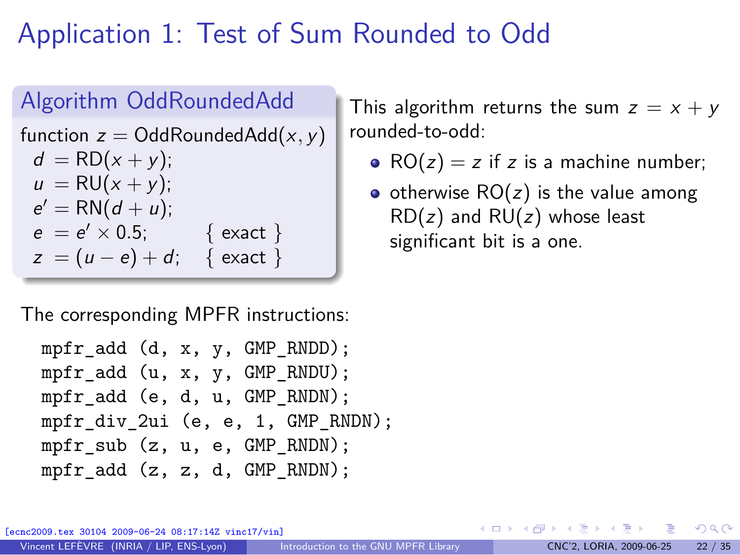# Application 1: Test of Sum Rounded to Odd

## Algorithm OddRoundedAdd

function $z = \text{OddRoundedAdd}(x, y)$

$$
\begin{aligned}
d &= \text{RD}(x + y); \\
u &= \text{RU}(x + y); \\
e' &= \text{RN}(d + u); \\
e &= e' \times 0.5; && \{ \text{ exact } \} \\
z &= (u - e) + d; && \{ \text{ exact } \}
\end{aligned}
$$

This algorithm returns the sum $z = x + y$ rounded-to-odd:

- $\text{RO}(z) = z$ if $z$ is a machine number;
- otherwise $\text{RO}(z)$ is the value among $\text{RD}(z)$ and $\text{RU}(z)$ whose least significant bit is a one.

The corresponding MPFR instructions:

```
mpfr_add (d, x, y, GMP_RNDD);
mpfr_add (u, x, y, GMP_RNDU);
mpfr_add (e, d, u, GMP_RNDN);
mpfr_div_2ui (e, e, 1, GMP_RNDN);
mpfr_sub (z, u, e, GMP_RNDN);
mpfr_add (z, z, d, GMP_RNDN);
```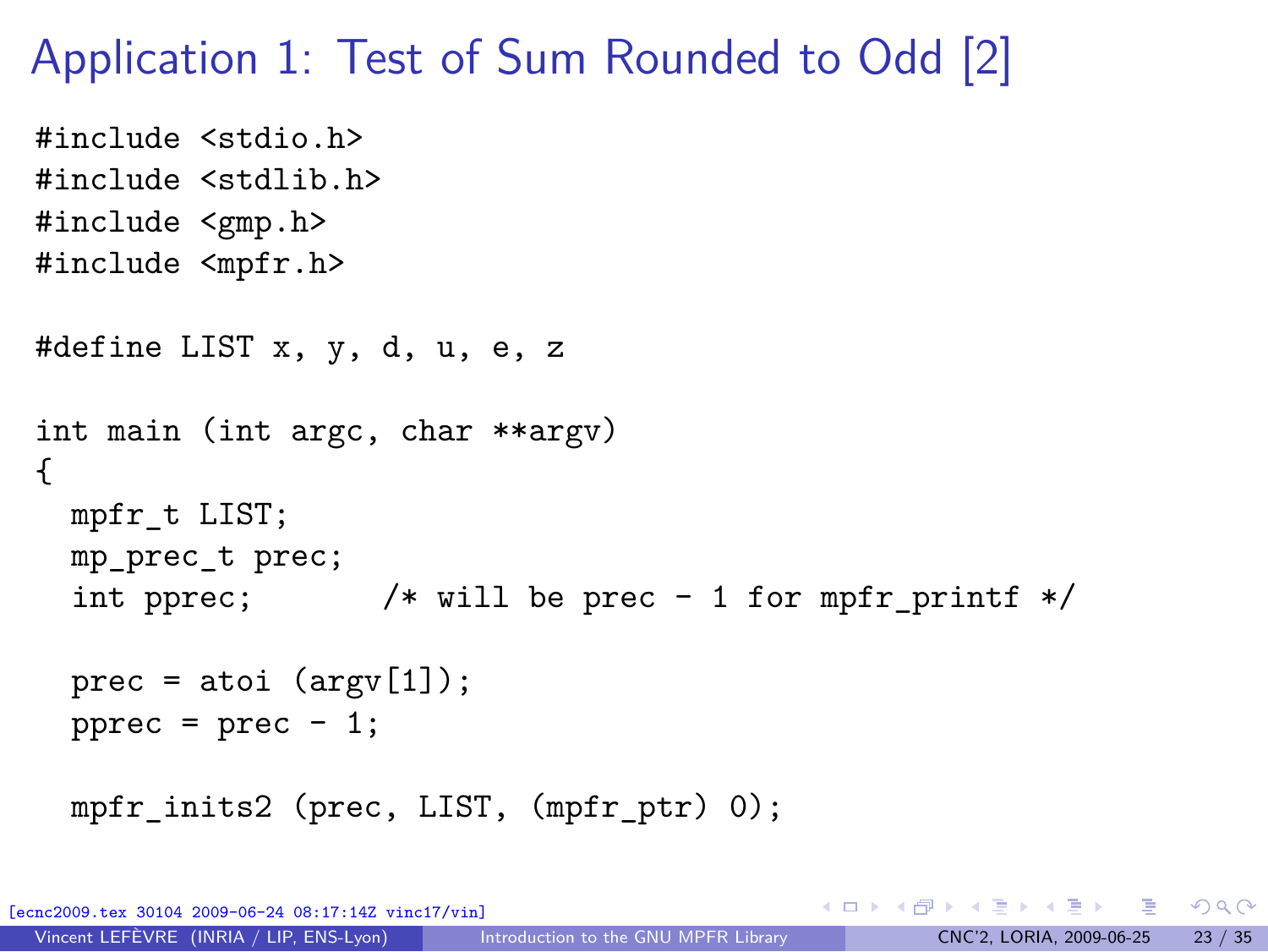# Application 1: Test of Sum Rounded to Odd [2]

```c
#include <stdio.h>
#include <stdlib.h>
#include <gmp.h>
#include <mpfr.h>

#define LIST x, y, d, u, e, z

int main (int argc, char **argv)
{
  mpfr_t LIST;
  mp_prec_t prec;
  int pprec;       /* will be prec - 1 for mpfr_printf */

  prec = atoi (argv[1]);
  pprec = prec - 1;

  mpfr_inits2 (prec, LIST, (mpfr_ptr) 0);
```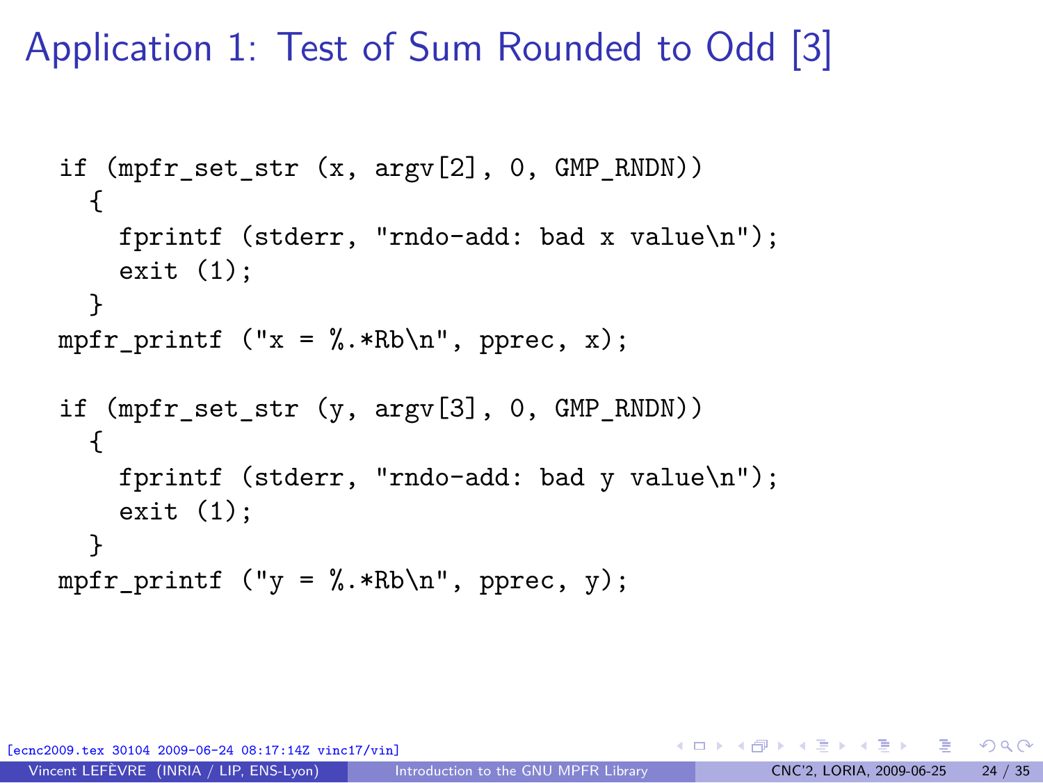# Application 1: Test of Sum Rounded to Odd [3]

```
if (mpfr_set_str (x, argv[2], 0, GMP_RNDN))
  {
    fprintf (stderr, "rndo-add: bad x value\n");
    exit (1);
  }
mpfr_printf ("x = %.*Rb\n", pprec, x);

if (mpfr_set_str (y, argv[3], 0, GMP_RNDN))
  {
    fprintf (stderr, "rndo-add: bad y value\n");
    exit (1);
  }
mpfr_printf ("y = %.*Rb\n", pprec, y);
```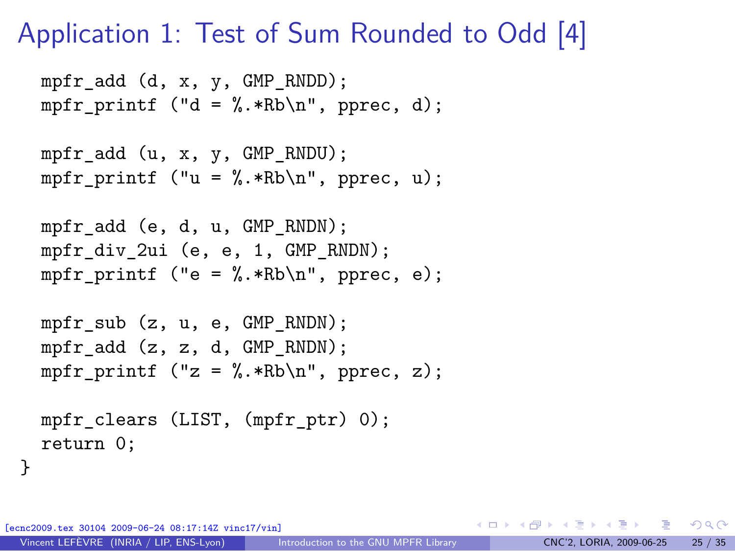# Application 1: Test of Sum Rounded to Odd [4]

```
  mpfr_add (d, x, y, GMP_RNDD);
  mpfr_printf ("d = %.*Rb\n", pprec, d);

  mpfr_add (u, x, y, GMP_RNDU);
  mpfr_printf ("u = %.*Rb\n", pprec, u);

  mpfr_add (e, d, u, GMP_RNDN);
  mpfr_div_2ui (e, e, 1, GMP_RNDN);
  mpfr_printf ("e = %.*Rb\n", pprec, e);

  mpfr_sub (z, u, e, GMP_RNDN);
  mpfr_add (z, z, d, GMP_RNDN);
  mpfr_printf ("z = %.*Rb\n", pprec, z);

  mpfr_clears (LIST, (mpfr_ptr) 0);
  return 0;
}
```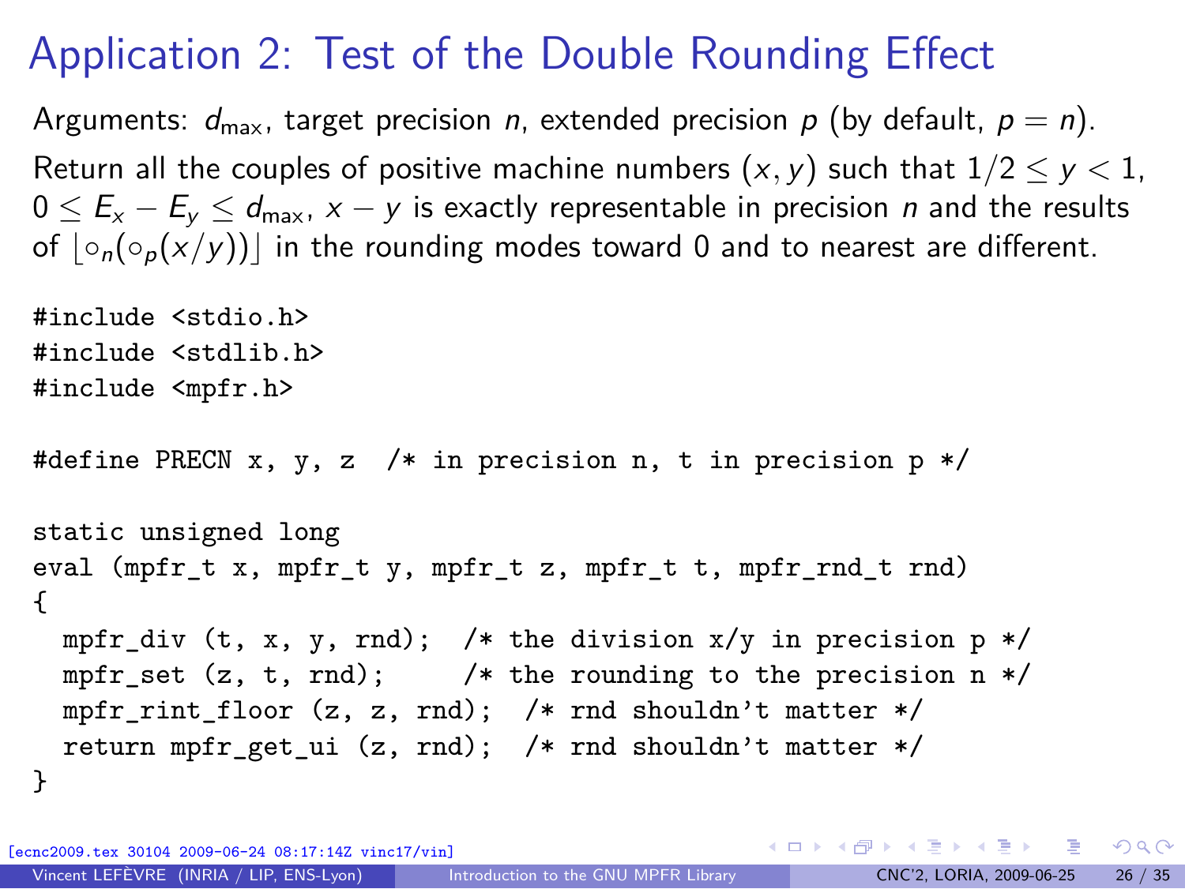# Application 2: Test of the Double Rounding Effect

Arguments: $d_{\max}$, target precision $n$, extended precision $p$ (by default, $p = n$).

Return all the couples of positive machine numbers $(x, y)$ such that $1/2 \leq y < 1$, $0 \leq E_x - E_y \leq d_{\max}$, $x - y$ is exactly representable in precision $n$ and the results of $\lfloor \circ_n(\circ_p(x/y)) \rfloor$ in the rounding modes toward 0 and to nearest are different.

```
#include <stdio.h>
#include <stdlib.h>
#include <mpfr.h>

#define PRECN x, y, z  /* in precision n, t in precision p */

static unsigned long
eval (mpfr_t x, mpfr_t y, mpfr_t z, mpfr_t t, mpfr_rnd_t rnd)
{
  mpfr_div (t, x, y, rnd);  /* the division x/y in precision p */
  mpfr_set (z, t, rnd);     /* the rounding to the precision n */
  mpfr_rint_floor (z, z, rnd);  /* rnd shouldn't matter */
  return mpfr_get_ui (z, rnd);  /* rnd shouldn't matter */
}
```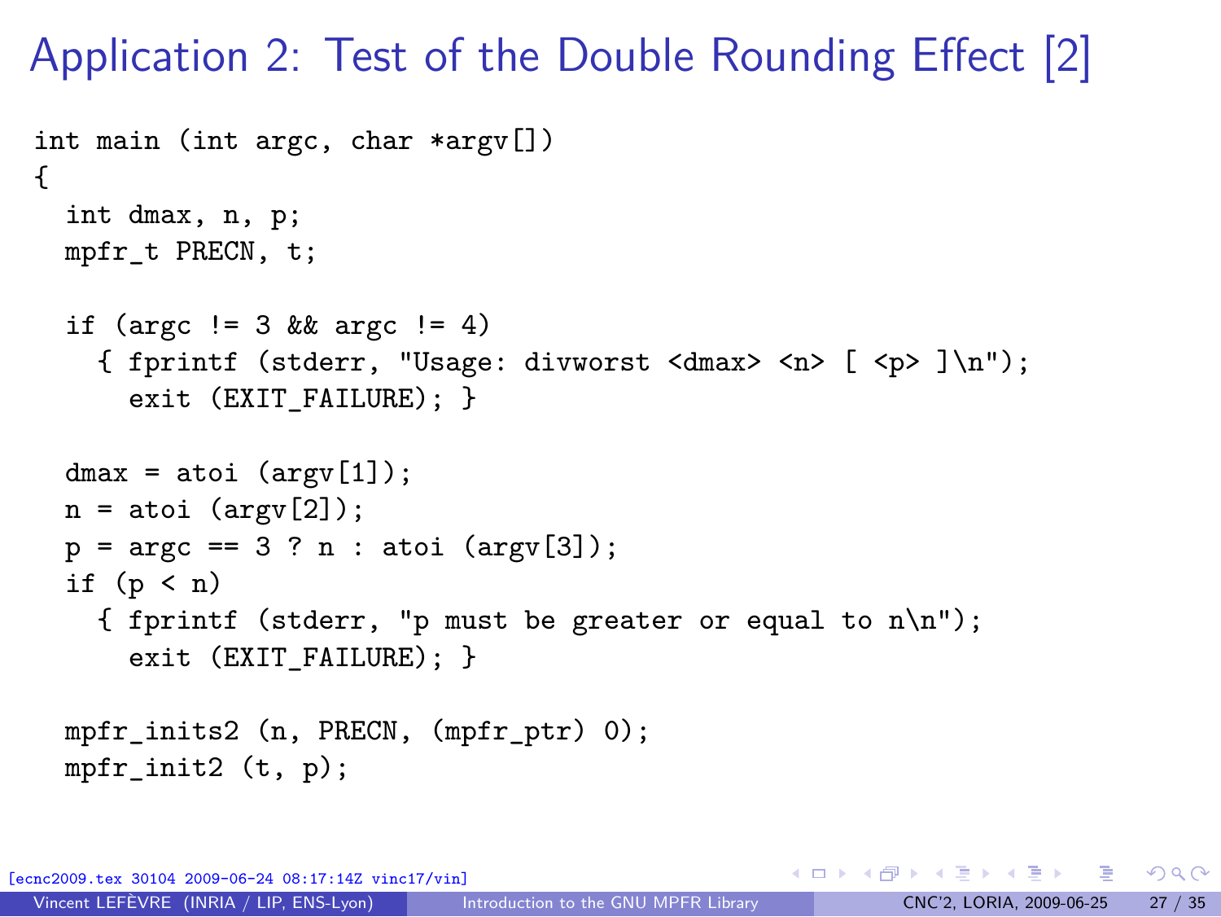# Application 2: Test of the Double Rounding Effect [2]

```
int main (int argc, char *argv[])
{
  int dmax, n, p;
  mpfr_t PRECN, t;

  if (argc != 3 && argc != 4)
    { fprintf (stderr, "Usage: divworst <dmax> <n> [ <p> ]\n");
      exit (EXIT_FAILURE); }

  dmax = atoi (argv[1]);
  n = atoi (argv[2]);
  p = argc == 3 ? n : atoi (argv[3]);
  if (p < n)
    { fprintf (stderr, "p must be greater or equal to n\n");
      exit (EXIT_FAILURE); }

  mpfr_inits2 (n, PRECN, (mpfr_ptr) 0);
  mpfr_init2 (t, p);
```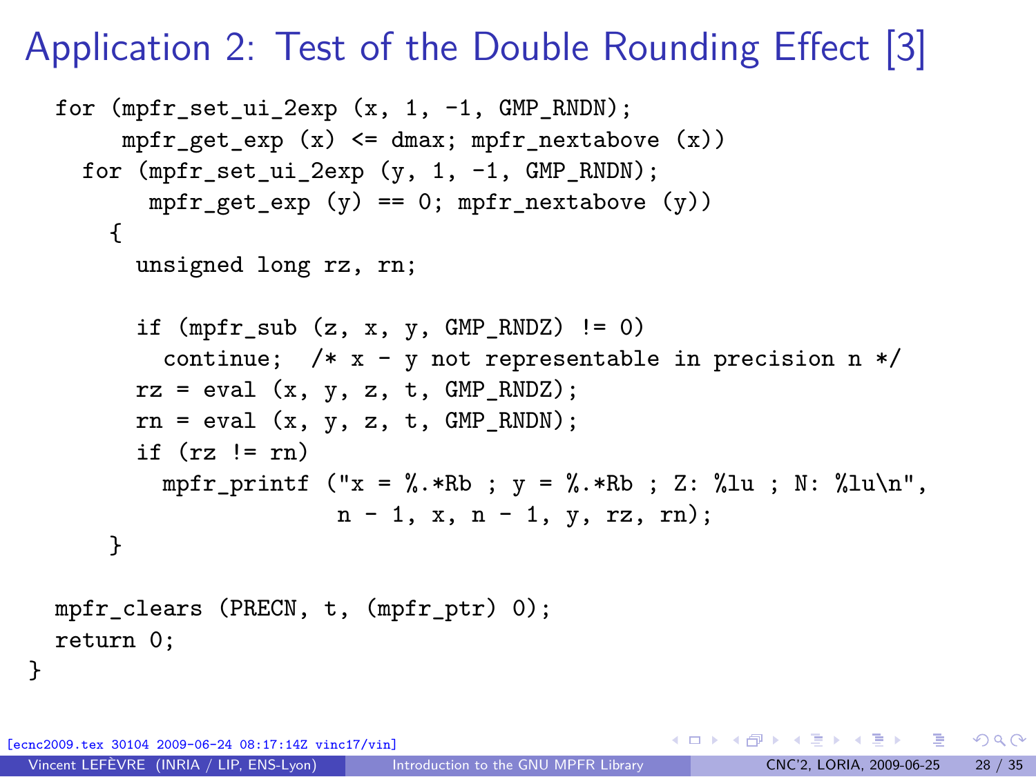# Application 2: Test of the Double Rounding Effect [3]

```
  for (mpfr_set_ui_2exp (x, 1, -1, GMP_RNDN);
       mpfr_get_exp (x) <= dmax; mpfr_nextabove (x))
    for (mpfr_set_ui_2exp (y, 1, -1, GMP_RNDN);
         mpfr_get_exp (y) == 0; mpfr_nextabove (y))
      {
        unsigned long rz, rn;

        if (mpfr_sub (z, x, y, GMP_RNDZ) != 0)
          continue;  /* x - y not representable in precision n */
        rz = eval (x, y, z, t, GMP_RNDZ);
        rn = eval (x, y, z, t, GMP_RNDN);
        if (rz != rn)
          mpfr_printf ("x = %.*Rb ; y = %.*Rb ; Z: %lu ; N: %lu\n",
                       n - 1, x, n - 1, y, rz, rn);
      }

  mpfr_clears (PRECN, t, (mpfr_ptr) 0);
  return 0;
}
```

[ecnc2009.tex 30104 2009-06-24 08:17:14Z vinc17/vin]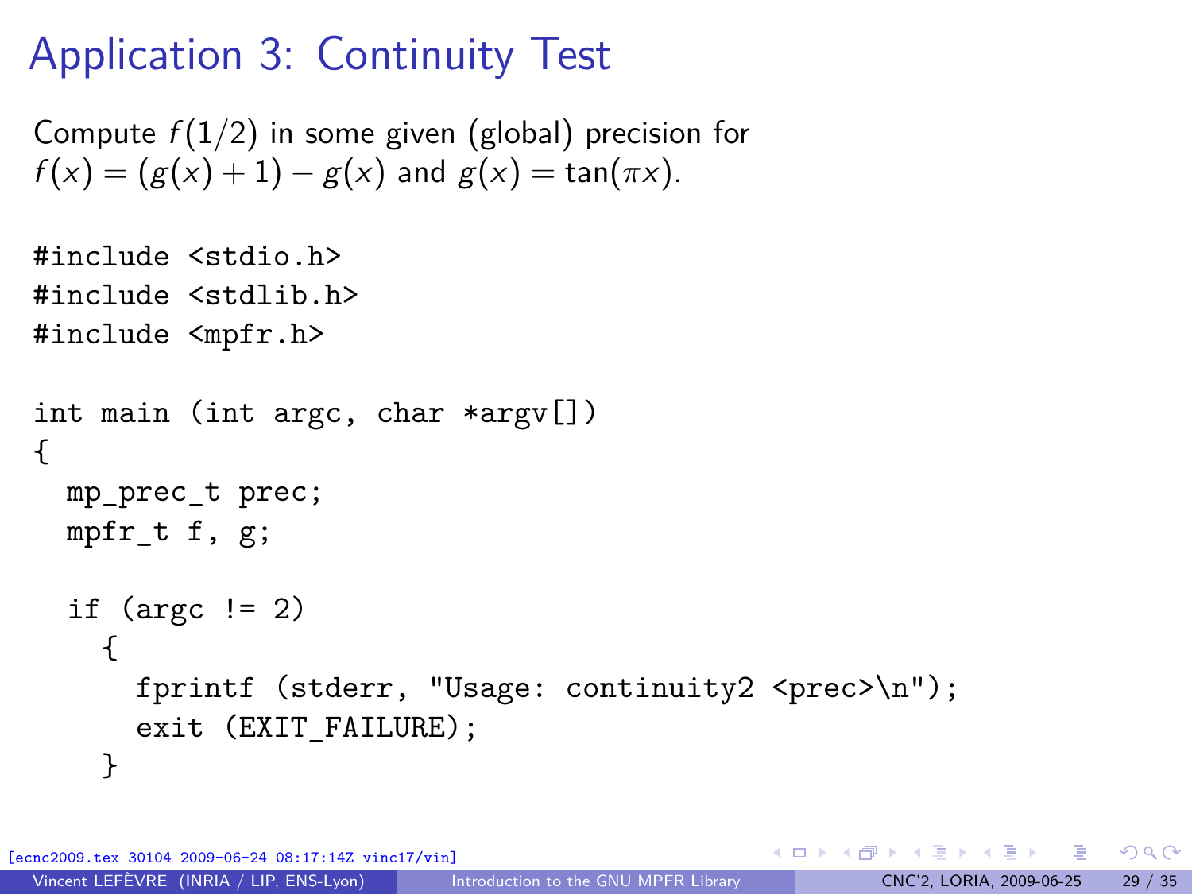# Application 3: Continuity Test

Compute $f(1/2)$ in some given (global) precision for $f(x) = (g(x) + 1) - g(x)$ and $g(x) = \tan(\pi x)$.

```
#include <stdio.h>
#include <stdlib.h>
#include <mpfr.h>

int main (int argc, char *argv[])
{
  mp_prec_t prec;
  mpfr_t f, g;

  if (argc != 2)
    {
      fprintf (stderr, "Usage: continuity2 <prec>\n");
      exit (EXIT_FAILURE);
    }
```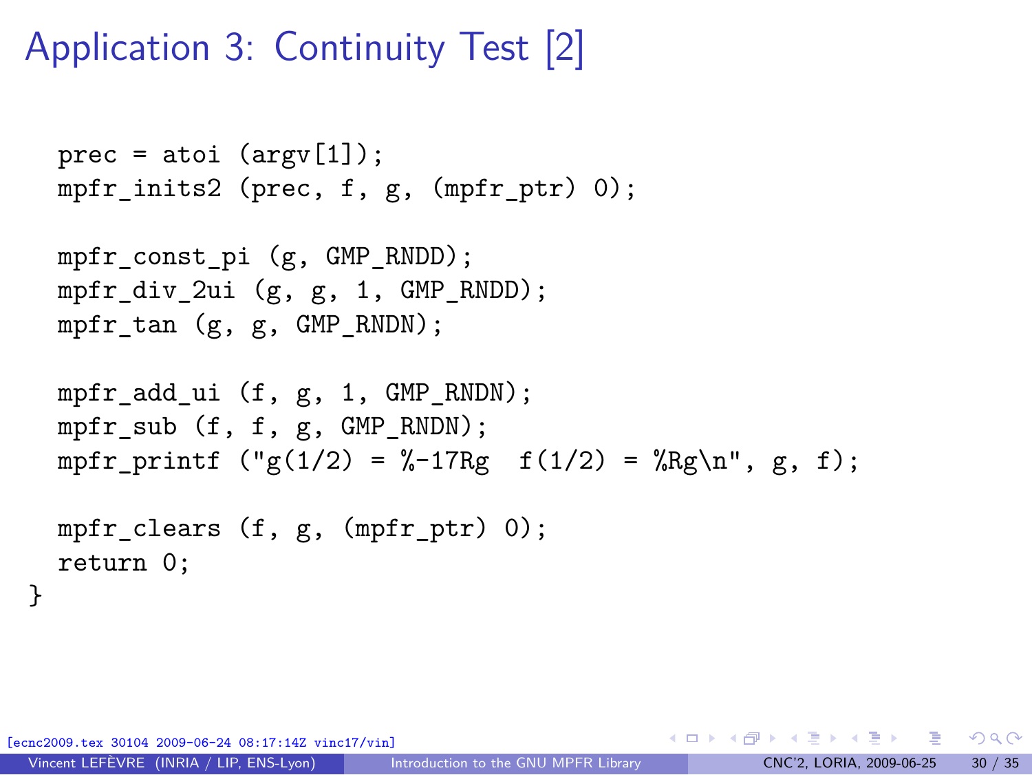# Application 3: Continuity Test [2]

```
  prec = atoi (argv[1]);
  mpfr_inits2 (prec, f, g, (mpfr_ptr) 0);

  mpfr_const_pi (g, GMP_RNDD);
  mpfr_div_2ui (g, g, 1, GMP_RNDD);
  mpfr_tan (g, g, GMP_RNDN);

  mpfr_add_ui (f, g, 1, GMP_RNDN);
  mpfr_sub (f, f, g, GMP_RNDN);
  mpfr_printf ("g(1/2) = %-17Rg  f(1/2) = %Rg\n", g, f);

  mpfr_clears (f, g, (mpfr_ptr) 0);
  return 0;
}
```

[ecnc2009.tex 30104 2009-06-24 08:17:14Z vinc17/vin]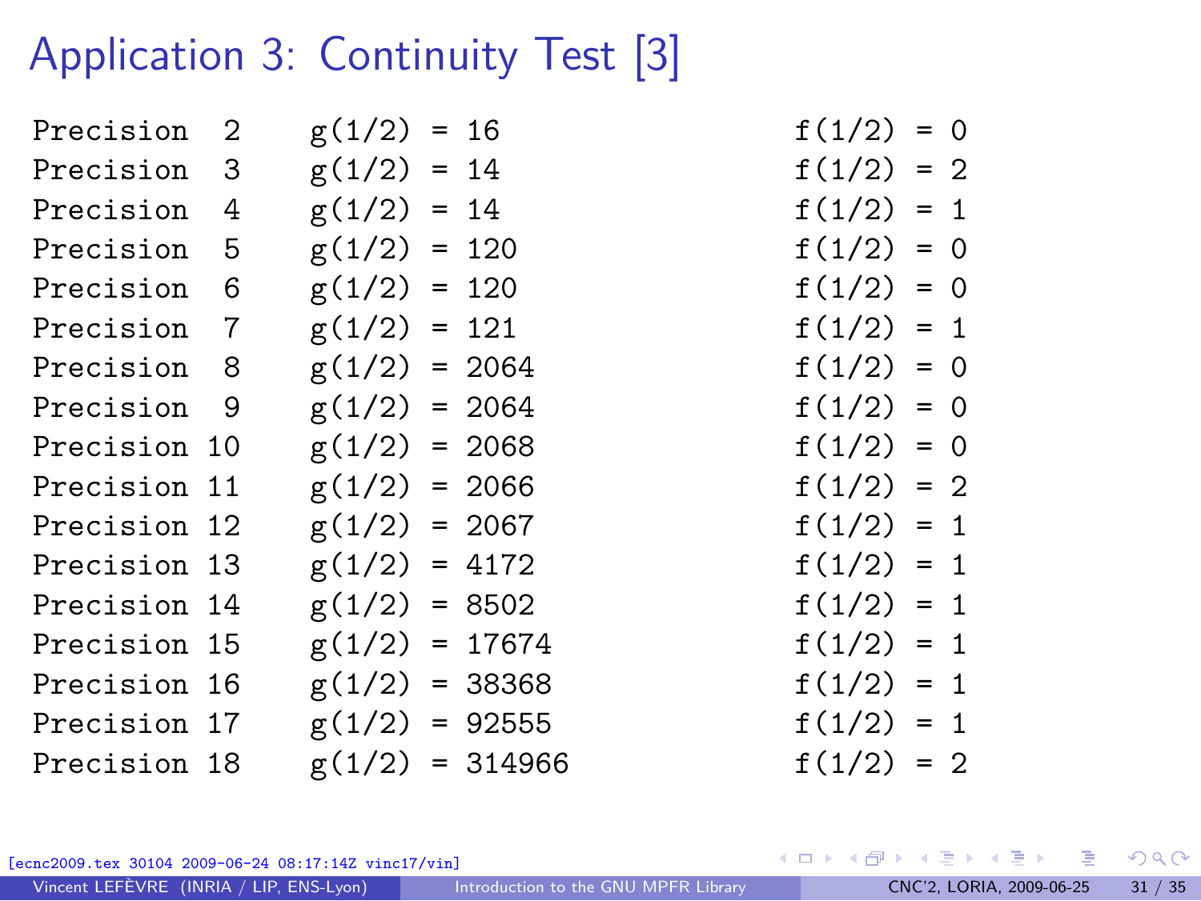# Application 3: Continuity Test [3]

```
Precision  2    g(1/2) = 16                  f(1/2) = 0
Precision  3    g(1/2) = 14                  f(1/2) = 2
Precision  4    g(1/2) = 14                  f(1/2) = 1
Precision  5    g(1/2) = 120                 f(1/2) = 0
Precision  6    g(1/2) = 120                 f(1/2) = 0
Precision  7    g(1/2) = 121                 f(1/2) = 1
Precision  8    g(1/2) = 2064                f(1/2) = 0
Precision  9    g(1/2) = 2064                f(1/2) = 0
Precision 10    g(1/2) = 2068                f(1/2) = 0
Precision 11    g(1/2) = 2066                f(1/2) = 2
Precision 12    g(1/2) = 2067                f(1/2) = 1
Precision 13    g(1/2) = 4172                f(1/2) = 1
Precision 14    g(1/2) = 8502                f(1/2) = 1
Precision 15    g(1/2) = 17674               f(1/2) = 1
Precision 16    g(1/2) = 38368               f(1/2) = 1
Precision 17    g(1/2) = 92555               f(1/2) = 1
Precision 18    g(1/2) = 314966              f(1/2) = 2
```

[ecnc2009.tex 30104 2009-06-24 08:17:14Z vinc17/vin]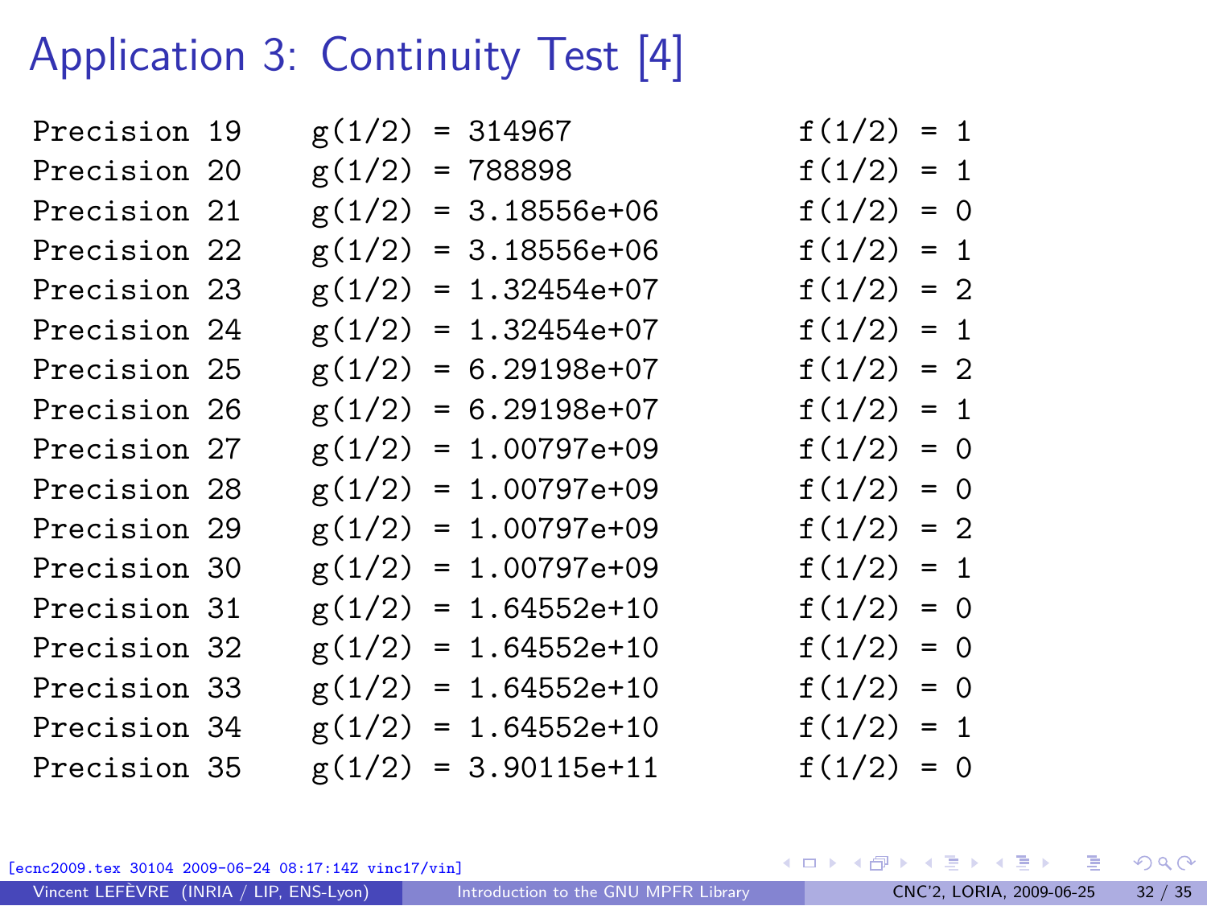# Application 3: Continuity Test [4]

```
Precision 19    g(1/2) = 314967              f(1/2) = 1
Precision 20    g(1/2) = 788898              f(1/2) = 1
Precision 21    g(1/2) = 3.18556e+06         f(1/2) = 0
Precision 22    g(1/2) = 3.18556e+06         f(1/2) = 1
Precision 23    g(1/2) = 1.32454e+07         f(1/2) = 2
Precision 24    g(1/2) = 1.32454e+07         f(1/2) = 1
Precision 25    g(1/2) = 6.29198e+07         f(1/2) = 2
Precision 26    g(1/2) = 6.29198e+07         f(1/2) = 1
Precision 27    g(1/2) = 1.00797e+09         f(1/2) = 0
Precision 28    g(1/2) = 1.00797e+09         f(1/2) = 0
Precision 29    g(1/2) = 1.00797e+09         f(1/2) = 2
Precision 30    g(1/2) = 1.00797e+09         f(1/2) = 1
Precision 31    g(1/2) = 1.64552e+10         f(1/2) = 0
Precision 32    g(1/2) = 1.64552e+10         f(1/2) = 0
Precision 33    g(1/2) = 1.64552e+10         f(1/2) = 0
Precision 34    g(1/2) = 1.64552e+10         f(1/2) = 1
Precision 35    g(1/2) = 3.90115e+11         f(1/2) = 0
```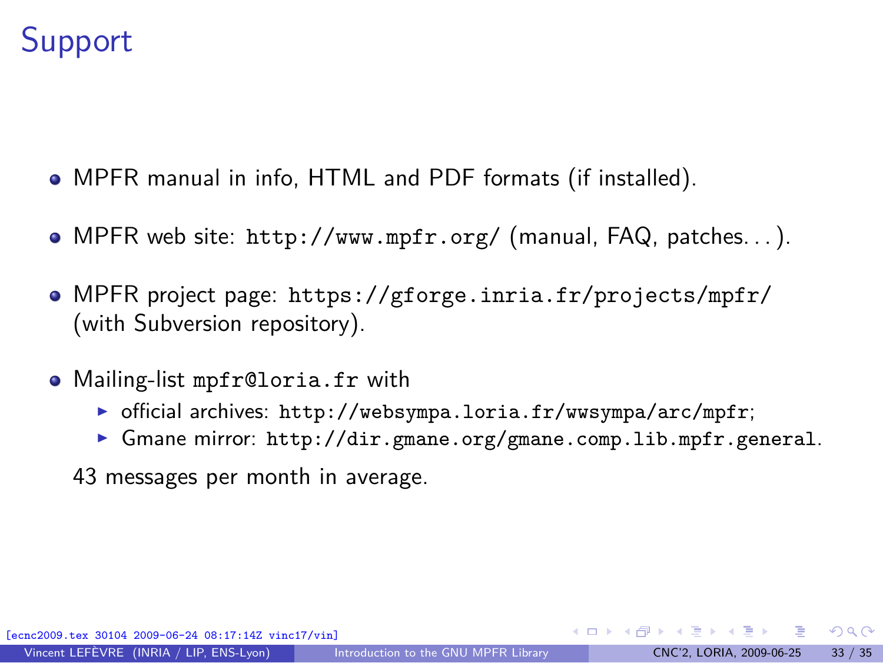# Support

- MPFR manual in info, HTML and PDF formats (if installed).
- MPFR web site: `http://www.mpfr.org/` (manual, FAQ, patches. . . ).
- MPFR project page: `https://gforge.inria.fr/projects/mpfr/` (with Subversion repository).
- Mailing-list `mpfr@loria.fr` with
  - official archives: `http://websympa.loria.fr/wwsympa/arc/mpfr`;
  - Gmane mirror: `http://dir.gmane.org/gmane.comp.lib.mpfr.general`.

  43 messages per month in average.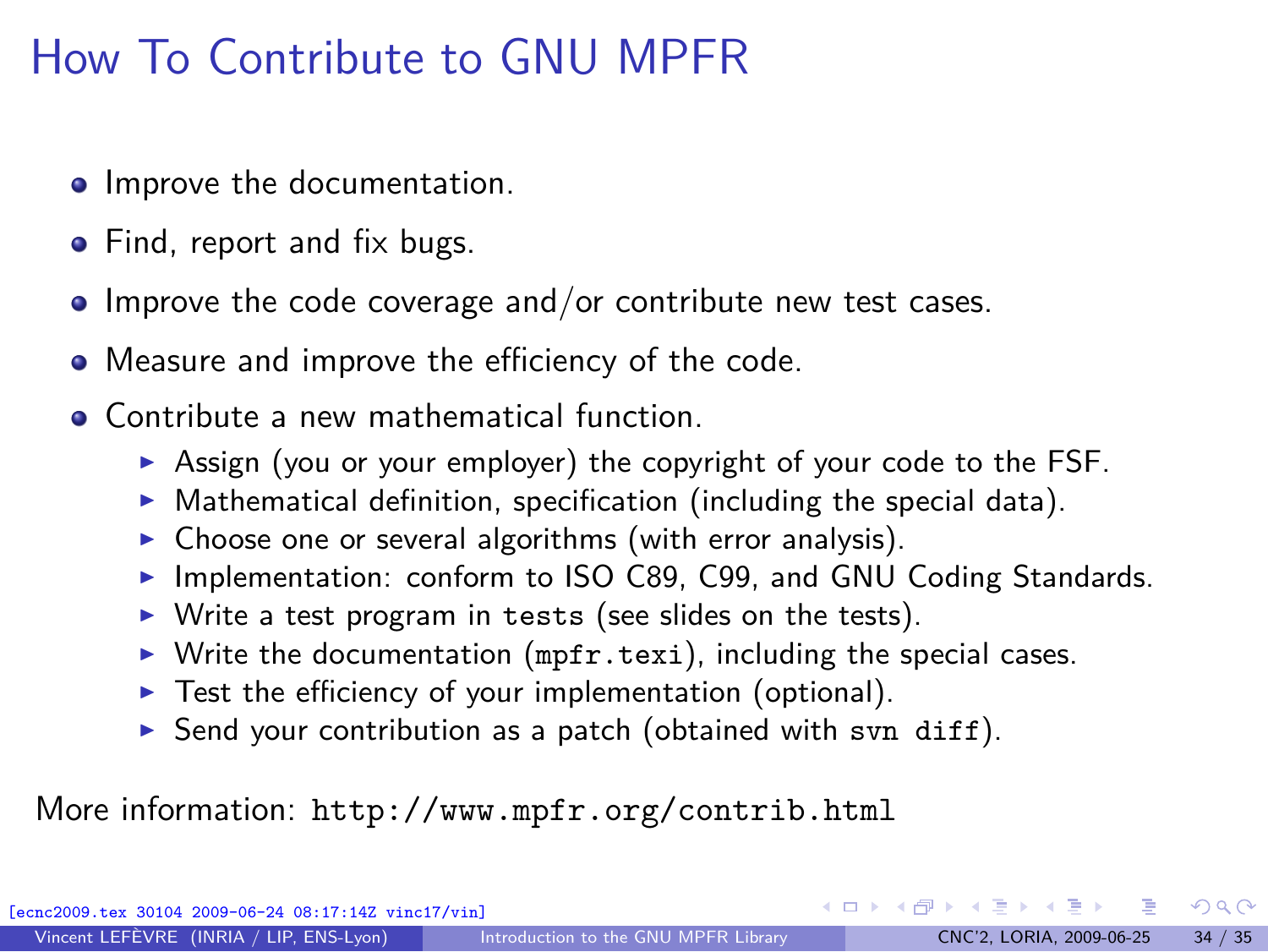# How To Contribute to GNU MPFR

- Improve the documentation.
- Find, report and fix bugs.
- Improve the code coverage and/or contribute new test cases.
- Measure and improve the efficiency of the code.
- Contribute a new mathematical function.
  - Assign (you or your employer) the copyright of your code to the FSF.
  - Mathematical definition, specification (including the special data).
  - Choose one or several algorithms (with error analysis).
  - Implementation: conform to ISO C89, C99, and GNU Coding Standards.
  - Write a test program in `tests` (see slides on the tests).
  - Write the documentation (`mpfr.texi`), including the special cases.
  - Test the efficiency of your implementation (optional).
  - Send your contribution as a patch (obtained with `svn diff`).

More information: `http://www.mpfr.org/contrib.html`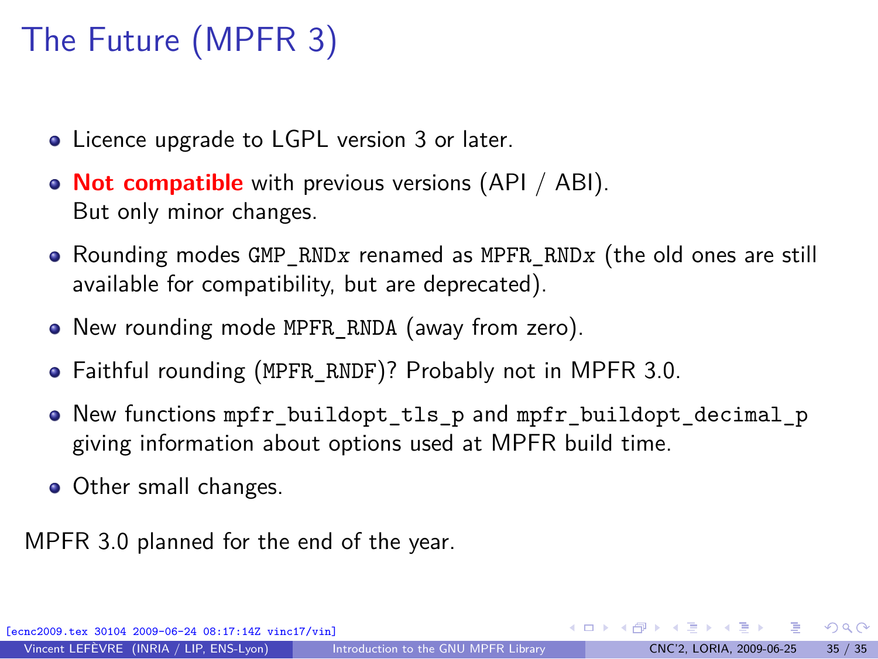# The Future (MPFR 3)

- Licence upgrade to LGPL version 3 or later.
- **Not compatible** with previous versions (API / ABI).
  But only minor changes.
- Rounding modes `GMP_RNDx` renamed as `MPFR_RNDx` (the old ones are still available for compatibility, but are deprecated).
- New rounding mode `MPFR_RNDA` (away from zero).
- Faithful rounding (`MPFR_RNDF`)? Probably not in MPFR 3.0.
- New functions `mpfr_buildopt_tls_p` and `mpfr_buildopt_decimal_p` giving information about options used at MPFR build time.
- Other small changes.

MPFR 3.0 planned for the end of the year.